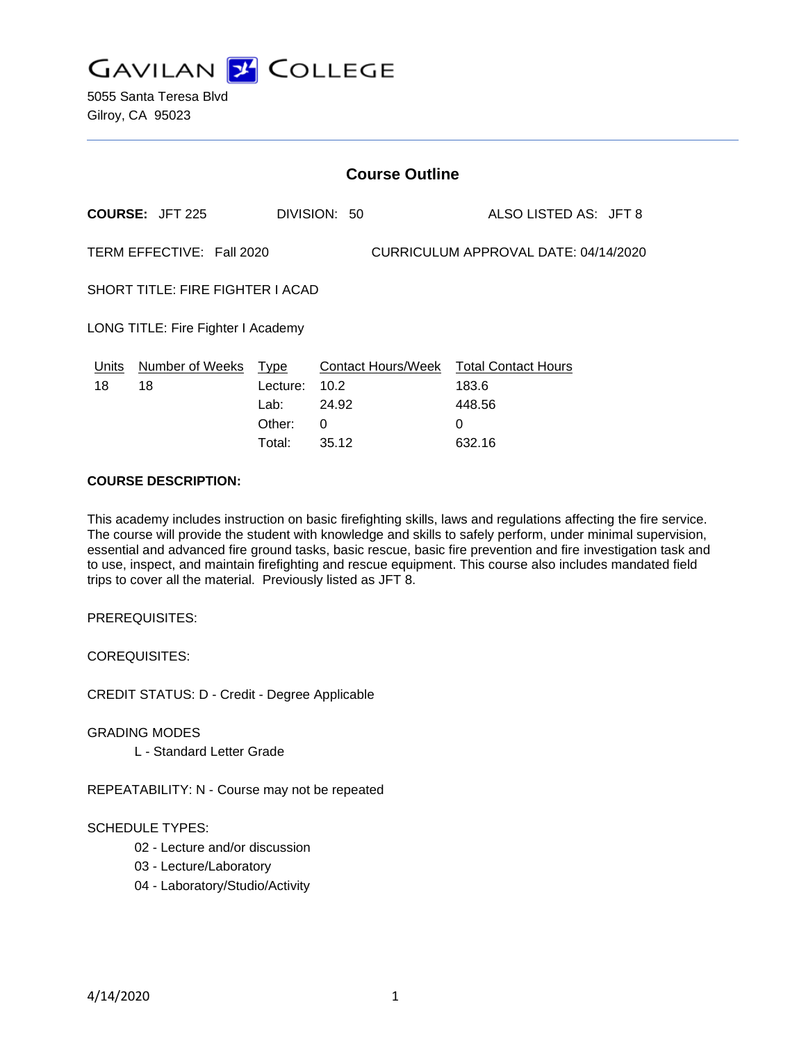# GAVILAN COLLEGE

5055 Santa Teresa Blvd
Gilroy, CA 95023

## Course Outline

**COURSE:** JFT 225 DIVISION: 50 ALSO LISTED AS: JFT 8

TERM EFFECTIVE: Fall 2020 CURRICULUM APPROVAL DATE: 04/14/2020

SHORT TITLE: FIRE FIGHTER I ACAD

LONG TITLE: Fire Fighter I Academy

| Units | Number of Weeks | Type | Contact Hours/Week | Total Contact Hours |
|---|---|---|---|---|
| 18 | 18 | Lecture: | 10.2 | 183.6 |
| | | Lab: | 24.92 | 448.56 |
| | | Other: | 0 | 0 |
| | | Total: | 35.12 | 632.16 |

**COURSE DESCRIPTION:**

This academy includes instruction on basic firefighting skills, laws and regulations affecting the fire service. The course will provide the student with knowledge and skills to safely perform, under minimal supervision, essential and advanced fire ground tasks, basic rescue, basic fire prevention and fire investigation task and to use, inspect, and maintain firefighting and rescue equipment. This course also includes mandated field trips to cover all the material. Previously listed as JFT 8.

PREREQUISITES:

COREQUISITES:

CREDIT STATUS: D - Credit - Degree Applicable

GRADING MODES

- L - Standard Letter Grade

REPEATABILITY: N - Course may not be repeated

SCHEDULE TYPES:

- 02 - Lecture and/or discussion
- 03 - Lecture/Laboratory
- 04 - Laboratory/Studio/Activity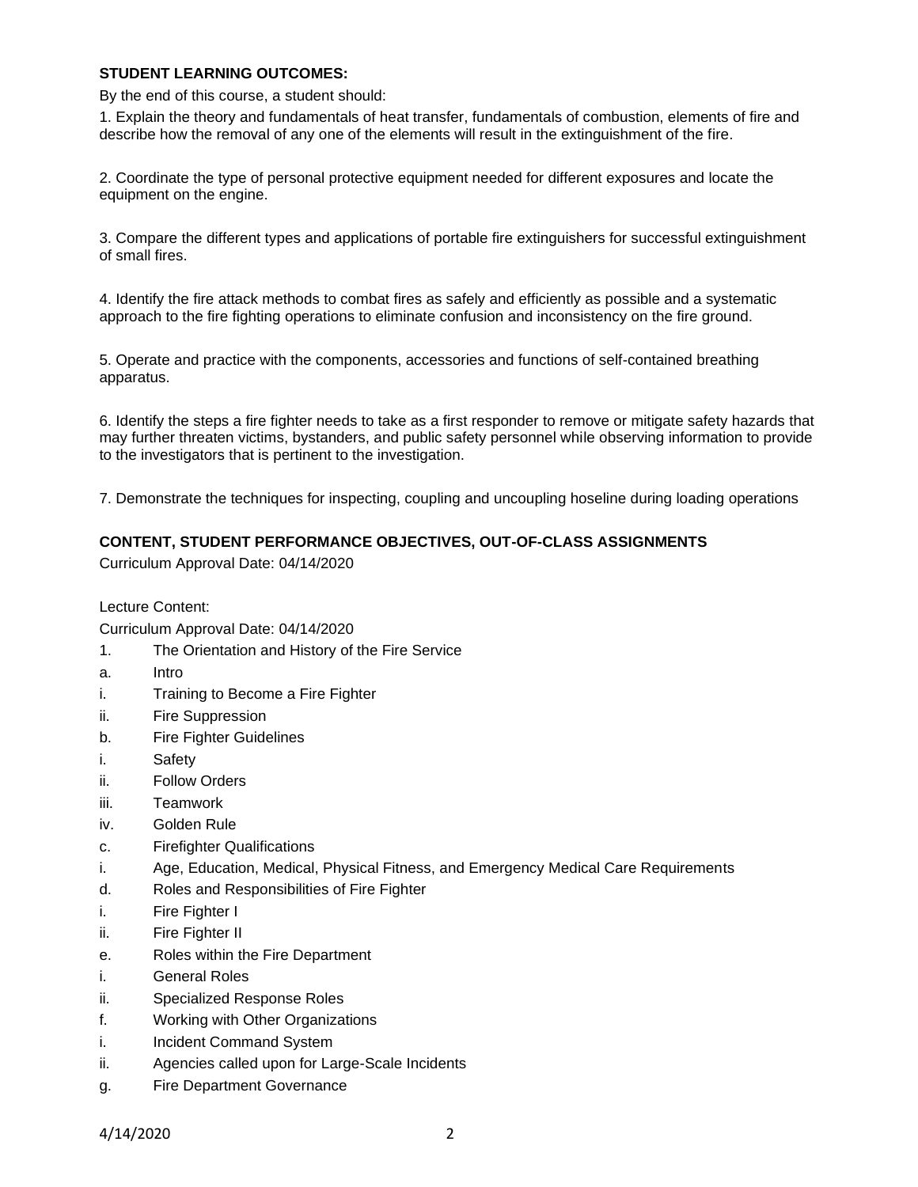**STUDENT LEARNING OUTCOMES:**

By the end of this course, a student should:

1. Explain the theory and fundamentals of heat transfer, fundamentals of combustion, elements of fire and describe how the removal of any one of the elements will result in the extinguishment of the fire.

2. Coordinate the type of personal protective equipment needed for different exposures and locate the equipment on the engine.

3. Compare the different types and applications of portable fire extinguishers for successful extinguishment of small fires.

4. Identify the fire attack methods to combat fires as safely and efficiently as possible and a systematic approach to the fire fighting operations to eliminate confusion and inconsistency on the fire ground.

5. Operate and practice with the components, accessories and functions of self-contained breathing apparatus.

6. Identify the steps a fire fighter needs to take as a first responder to remove or mitigate safety hazards that may further threaten victims, bystanders, and public safety personnel while observing information to provide to the investigators that is pertinent to the investigation.

7. Demonstrate the techniques for inspecting, coupling and uncoupling hoseline during loading operations

**CONTENT, STUDENT PERFORMANCE OBJECTIVES, OUT-OF-CLASS ASSIGNMENTS**

Curriculum Approval Date: 04/14/2020

Lecture Content:

Curriculum Approval Date: 04/14/2020

1. The Orientation and History of the Fire Service
a. Intro
i. Training to Become a Fire Fighter
ii. Fire Suppression
b. Fire Fighter Guidelines
i. Safety
ii. Follow Orders
iii. Teamwork
iv. Golden Rule
c. Firefighter Qualifications
i. Age, Education, Medical, Physical Fitness, and Emergency Medical Care Requirements
d. Roles and Responsibilities of Fire Fighter
i. Fire Fighter I
ii. Fire Fighter II
e. Roles within the Fire Department
i. General Roles
ii. Specialized Response Roles
f. Working with Other Organizations
i. Incident Command System
ii. Agencies called upon for Large-Scale Incidents
g. Fire Department Governance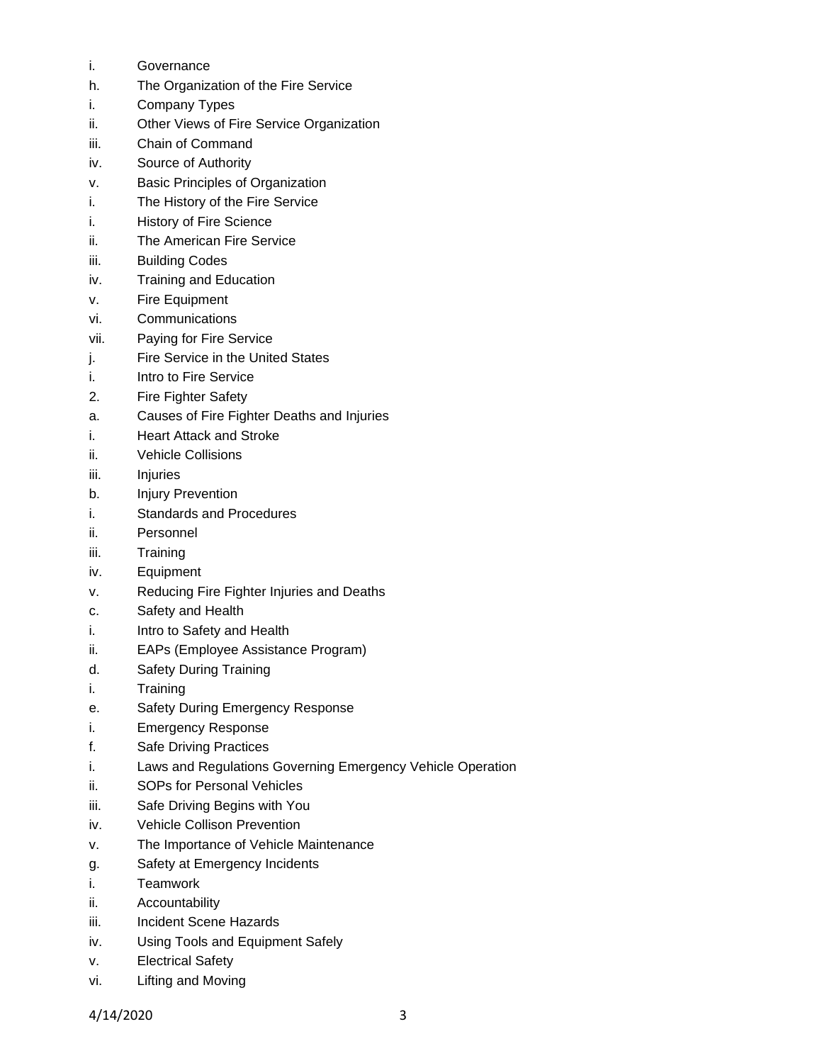i. Governance

h. The Organization of the Fire Service

i. Company Types

ii. Other Views of Fire Service Organization

iii. Chain of Command

iv. Source of Authority

v. Basic Principles of Organization

i. The History of the Fire Service

i. History of Fire Science

ii. The American Fire Service

iii. Building Codes

iv. Training and Education

v. Fire Equipment

vi. Communications

vii. Paying for Fire Service

j. Fire Service in the United States

i. Intro to Fire Service

2. Fire Fighter Safety

a. Causes of Fire Fighter Deaths and Injuries

i. Heart Attack and Stroke

ii. Vehicle Collisions

iii. Injuries

b. Injury Prevention

i. Standards and Procedures

ii. Personnel

iii. Training

iv. Equipment

v. Reducing Fire Fighter Injuries and Deaths

c. Safety and Health

i. Intro to Safety and Health

ii. EAPs (Employee Assistance Program)

d. Safety During Training

i. Training

e. Safety During Emergency Response

i. Emergency Response

f. Safe Driving Practices

i. Laws and Regulations Governing Emergency Vehicle Operation

ii. SOPs for Personal Vehicles

iii. Safe Driving Begins with You

iv. Vehicle Collison Prevention

v. The Importance of Vehicle Maintenance

g. Safety at Emergency Incidents

i. Teamwork

ii. Accountability

iii. Incident Scene Hazards

iv. Using Tools and Equipment Safely

v. Electrical Safety

vi. Lifting and Moving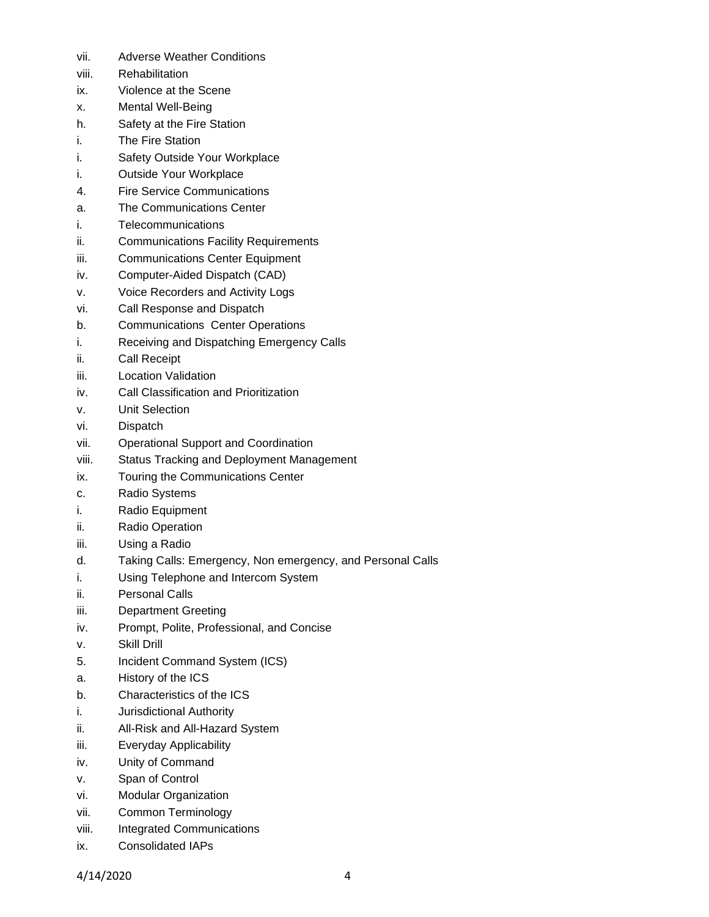vii. Adverse Weather Conditions
viii. Rehabilitation
ix. Violence at the Scene
x. Mental Well-Being
h. Safety at the Fire Station
i. The Fire Station
i. Safety Outside Your Workplace
i. Outside Your Workplace
4. Fire Service Communications
a. The Communications Center
i. Telecommunications
ii. Communications Facility Requirements
iii. Communications Center Equipment
iv. Computer-Aided Dispatch (CAD)
v. Voice Recorders and Activity Logs
vi. Call Response and Dispatch
b. Communications Center Operations
i. Receiving and Dispatching Emergency Calls
ii. Call Receipt
iii. Location Validation
iv. Call Classification and Prioritization
v. Unit Selection
vi. Dispatch
vii. Operational Support and Coordination
viii. Status Tracking and Deployment Management
ix. Touring the Communications Center
c. Radio Systems
i. Radio Equipment
ii. Radio Operation
iii. Using a Radio
d. Taking Calls: Emergency, Non emergency, and Personal Calls
i. Using Telephone and Intercom System
ii. Personal Calls
iii. Department Greeting
iv. Prompt, Polite, Professional, and Concise
v. Skill Drill
5. Incident Command System (ICS)
a. History of the ICS
b. Characteristics of the ICS
i. Jurisdictional Authority
ii. All-Risk and All-Hazard System
iii. Everyday Applicability
iv. Unity of Command
v. Span of Control
vi. Modular Organization
vii. Common Terminology
viii. Integrated Communications
ix. Consolidated IAPs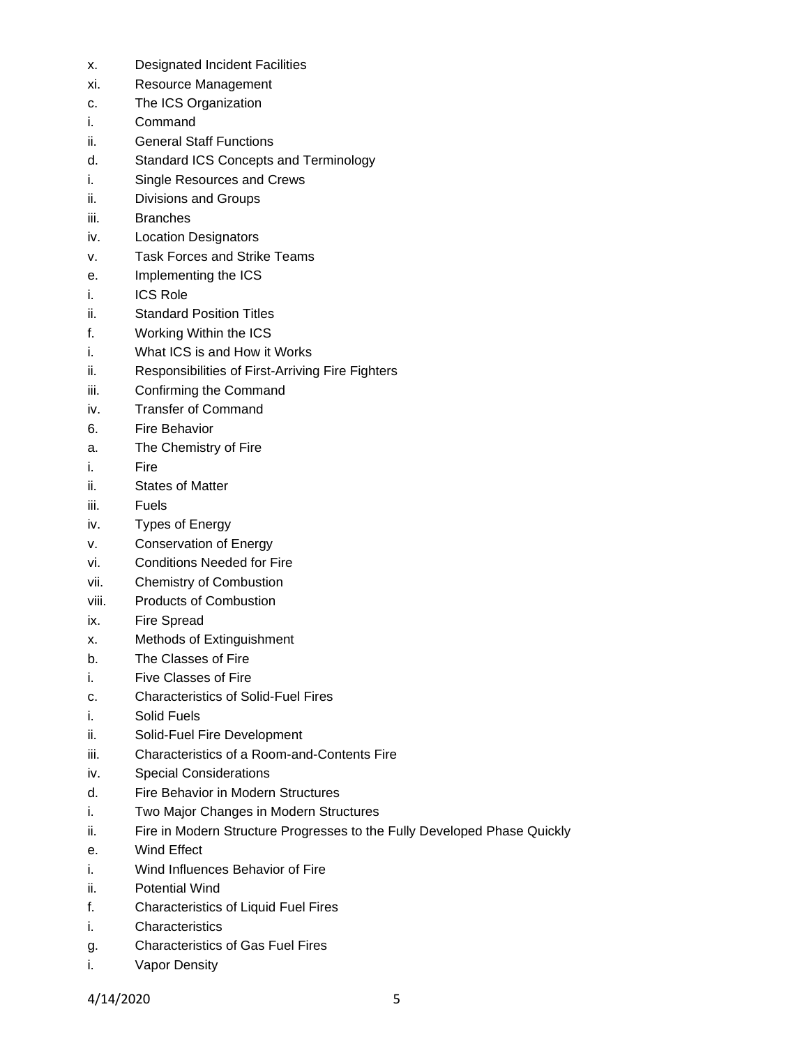x. Designated Incident Facilities
xi. Resource Management
c. The ICS Organization
i. Command
ii. General Staff Functions
d. Standard ICS Concepts and Terminology
i. Single Resources and Crews
ii. Divisions and Groups
iii. Branches
iv. Location Designators
v. Task Forces and Strike Teams
e. Implementing the ICS
i. ICS Role
ii. Standard Position Titles
f. Working Within the ICS
i. What ICS is and How it Works
ii. Responsibilities of First-Arriving Fire Fighters
iii. Confirming the Command
iv. Transfer of Command
6. Fire Behavior
a. The Chemistry of Fire
i. Fire
ii. States of Matter
iii. Fuels
iv. Types of Energy
v. Conservation of Energy
vi. Conditions Needed for Fire
vii. Chemistry of Combustion
viii. Products of Combustion
ix. Fire Spread
x. Methods of Extinguishment
b. The Classes of Fire
i. Five Classes of Fire
c. Characteristics of Solid-Fuel Fires
i. Solid Fuels
ii. Solid-Fuel Fire Development
iii. Characteristics of a Room-and-Contents Fire
iv. Special Considerations
d. Fire Behavior in Modern Structures
i. Two Major Changes in Modern Structures
ii. Fire in Modern Structure Progresses to the Fully Developed Phase Quickly
e. Wind Effect
i. Wind Influences Behavior of Fire
ii. Potential Wind
f. Characteristics of Liquid Fuel Fires
i. Characteristics
g. Characteristics of Gas Fuel Fires
i. Vapor Density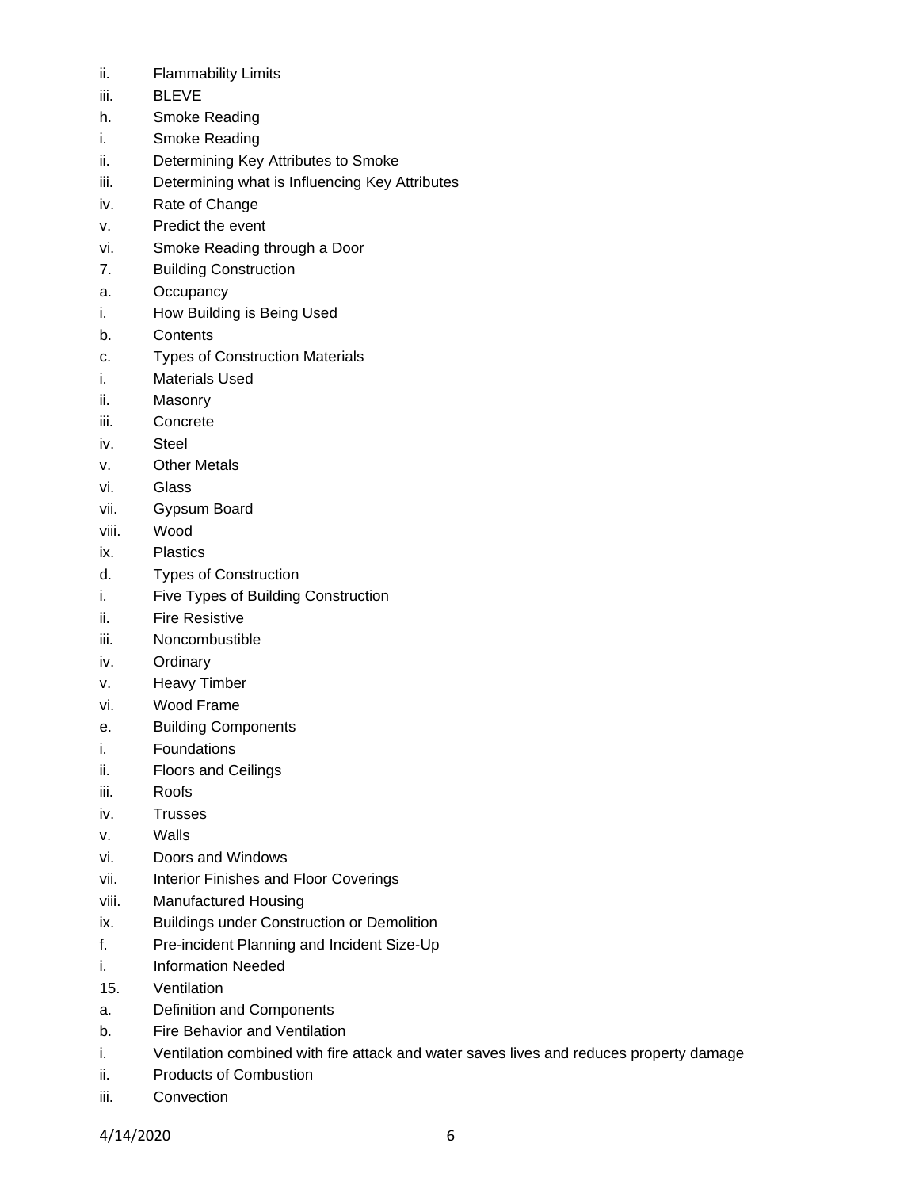ii. Flammability Limits

iii. BLEVE

h. Smoke Reading

i. Smoke Reading

ii. Determining Key Attributes to Smoke

iii. Determining what is Influencing Key Attributes

iv. Rate of Change

v. Predict the event

vi. Smoke Reading through a Door

7. Building Construction

a. Occupancy

i. How Building is Being Used

b. Contents

c. Types of Construction Materials

i. Materials Used

ii. Masonry

iii. Concrete

iv. Steel

v. Other Metals

vi. Glass

vii. Gypsum Board

viii. Wood

ix. Plastics

d. Types of Construction

i. Five Types of Building Construction

ii. Fire Resistive

iii. Noncombustible

iv. Ordinary

v. Heavy Timber

vi. Wood Frame

e. Building Components

i. Foundations

ii. Floors and Ceilings

iii. Roofs

iv. Trusses

v. Walls

vi. Doors and Windows

vii. Interior Finishes and Floor Coverings

viii. Manufactured Housing

ix. Buildings under Construction or Demolition

f. Pre-incident Planning and Incident Size-Up

i. Information Needed

15. Ventilation

a. Definition and Components

b. Fire Behavior and Ventilation

i. Ventilation combined with fire attack and water saves lives and reduces property damage

ii. Products of Combustion

iii. Convection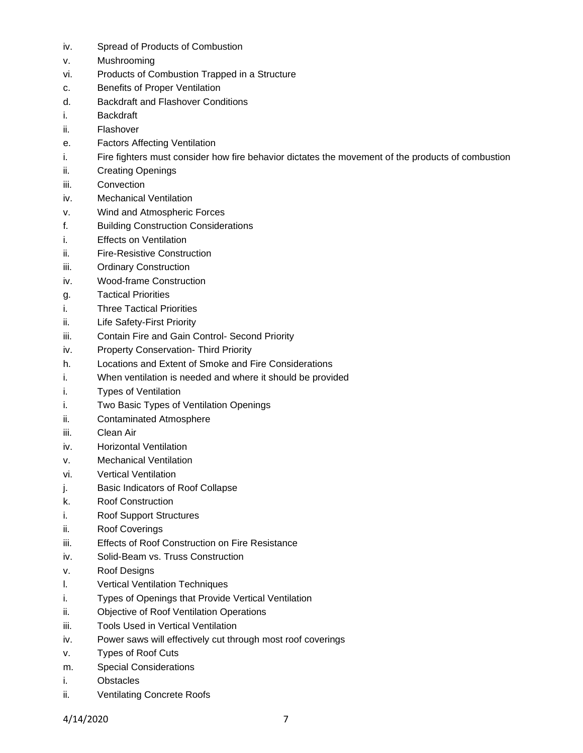iv. Spread of Products of Combustion
v. Mushrooming
vi. Products of Combustion Trapped in a Structure
c. Benefits of Proper Ventilation
d. Backdraft and Flashover Conditions
i. Backdraft
ii. Flashover
e. Factors Affecting Ventilation
i. Fire fighters must consider how fire behavior dictates the movement of the products of combustion
ii. Creating Openings
iii. Convection
iv. Mechanical Ventilation
v. Wind and Atmospheric Forces
f. Building Construction Considerations
i. Effects on Ventilation
ii. Fire-Resistive Construction
iii. Ordinary Construction
iv. Wood-frame Construction
g. Tactical Priorities
i. Three Tactical Priorities
ii. Life Safety-First Priority
iii. Contain Fire and Gain Control- Second Priority
iv. Property Conservation- Third Priority
h. Locations and Extent of Smoke and Fire Considerations
i. When ventilation is needed and where it should be provided
i. Types of Ventilation
i. Two Basic Types of Ventilation Openings
ii. Contaminated Atmosphere
iii. Clean Air
iv. Horizontal Ventilation
v. Mechanical Ventilation
vi. Vertical Ventilation
j. Basic Indicators of Roof Collapse
k. Roof Construction
i. Roof Support Structures
ii. Roof Coverings
iii. Effects of Roof Construction on Fire Resistance
iv. Solid-Beam vs. Truss Construction
v. Roof Designs
l. Vertical Ventilation Techniques
i. Types of Openings that Provide Vertical Ventilation
ii. Objective of Roof Ventilation Operations
iii. Tools Used in Vertical Ventilation
iv. Power saws will effectively cut through most roof coverings
v. Types of Roof Cuts
m. Special Considerations
i. Obstacles
ii. Ventilating Concrete Roofs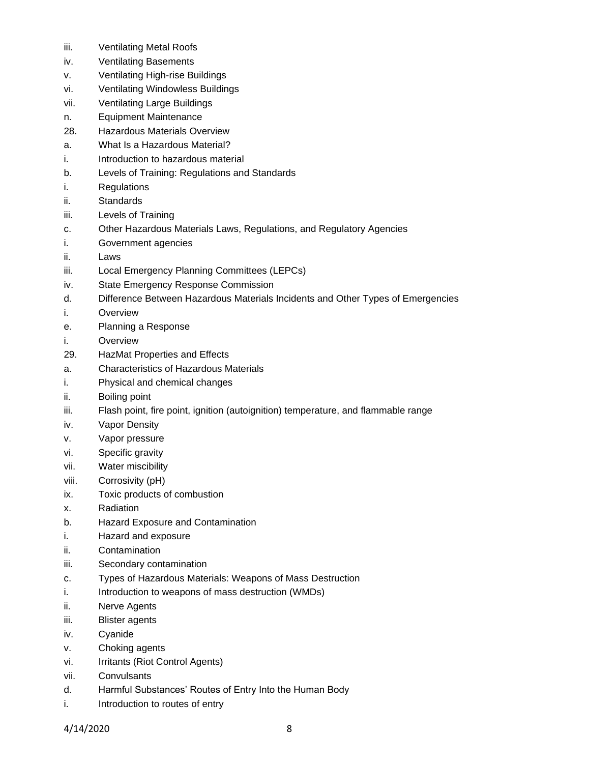iii. Ventilating Metal Roofs
iv. Ventilating Basements
v. Ventilating High-rise Buildings
vi. Ventilating Windowless Buildings
vii. Ventilating Large Buildings
n. Equipment Maintenance
28. Hazardous Materials Overview
a. What Is a Hazardous Material?
i. Introduction to hazardous material
b. Levels of Training: Regulations and Standards
i. Regulations
ii. Standards
iii. Levels of Training
c. Other Hazardous Materials Laws, Regulations, and Regulatory Agencies
i. Government agencies
ii. Laws
iii. Local Emergency Planning Committees (LEPCs)
iv. State Emergency Response Commission
d. Difference Between Hazardous Materials Incidents and Other Types of Emergencies
i. Overview
e. Planning a Response
i. Overview
29. HazMat Properties and Effects
a. Characteristics of Hazardous Materials
i. Physical and chemical changes
ii. Boiling point
iii. Flash point, fire point, ignition (autoignition) temperature, and flammable range
iv. Vapor Density
v. Vapor pressure
vi. Specific gravity
vii. Water miscibility
viii. Corrosivity (pH)
ix. Toxic products of combustion
x. Radiation
b. Hazard Exposure and Contamination
i. Hazard and exposure
ii. Contamination
iii. Secondary contamination
c. Types of Hazardous Materials: Weapons of Mass Destruction
i. Introduction to weapons of mass destruction (WMDs)
ii. Nerve Agents
iii. Blister agents
iv. Cyanide
v. Choking agents
vi. Irritants (Riot Control Agents)
vii. Convulsants
d. Harmful Substances' Routes of Entry Into the Human Body
i. Introduction to routes of entry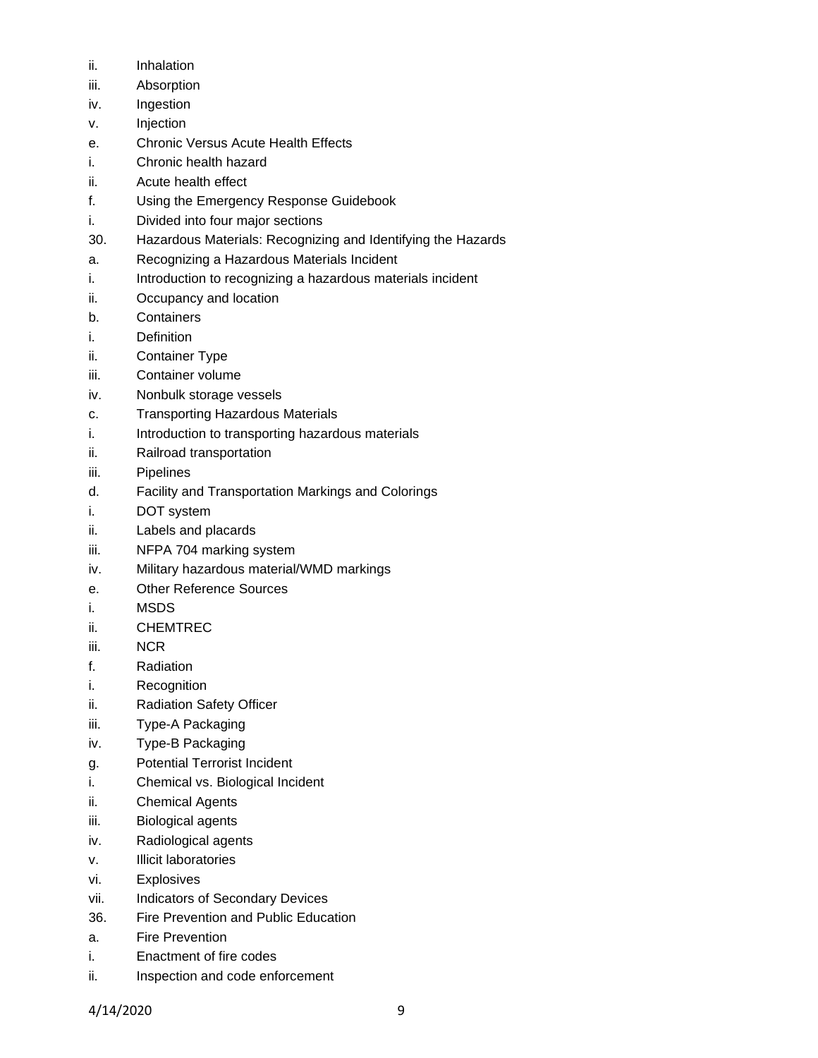ii. Inhalation
iii. Absorption
iv. Ingestion
v. Injection
e. Chronic Versus Acute Health Effects
i. Chronic health hazard
ii. Acute health effect
f. Using the Emergency Response Guidebook
i. Divided into four major sections
30. Hazardous Materials: Recognizing and Identifying the Hazards
a. Recognizing a Hazardous Materials Incident
i. Introduction to recognizing a hazardous materials incident
ii. Occupancy and location
b. Containers
i. Definition
ii. Container Type
iii. Container volume
iv. Nonbulk storage vessels
c. Transporting Hazardous Materials
i. Introduction to transporting hazardous materials
ii. Railroad transportation
iii. Pipelines
d. Facility and Transportation Markings and Colorings
i. DOT system
ii. Labels and placards
iii. NFPA 704 marking system
iv. Military hazardous material/WMD markings
e. Other Reference Sources
i. MSDS
ii. CHEMTREC
iii. NCR
f. Radiation
i. Recognition
ii. Radiation Safety Officer
iii. Type-A Packaging
iv. Type-B Packaging
g. Potential Terrorist Incident
i. Chemical vs. Biological Incident
ii. Chemical Agents
iii. Biological agents
iv. Radiological agents
v. Illicit laboratories
vi. Explosives
vii. Indicators of Secondary Devices
36. Fire Prevention and Public Education
a. Fire Prevention
i. Enactment of fire codes
ii. Inspection and code enforcement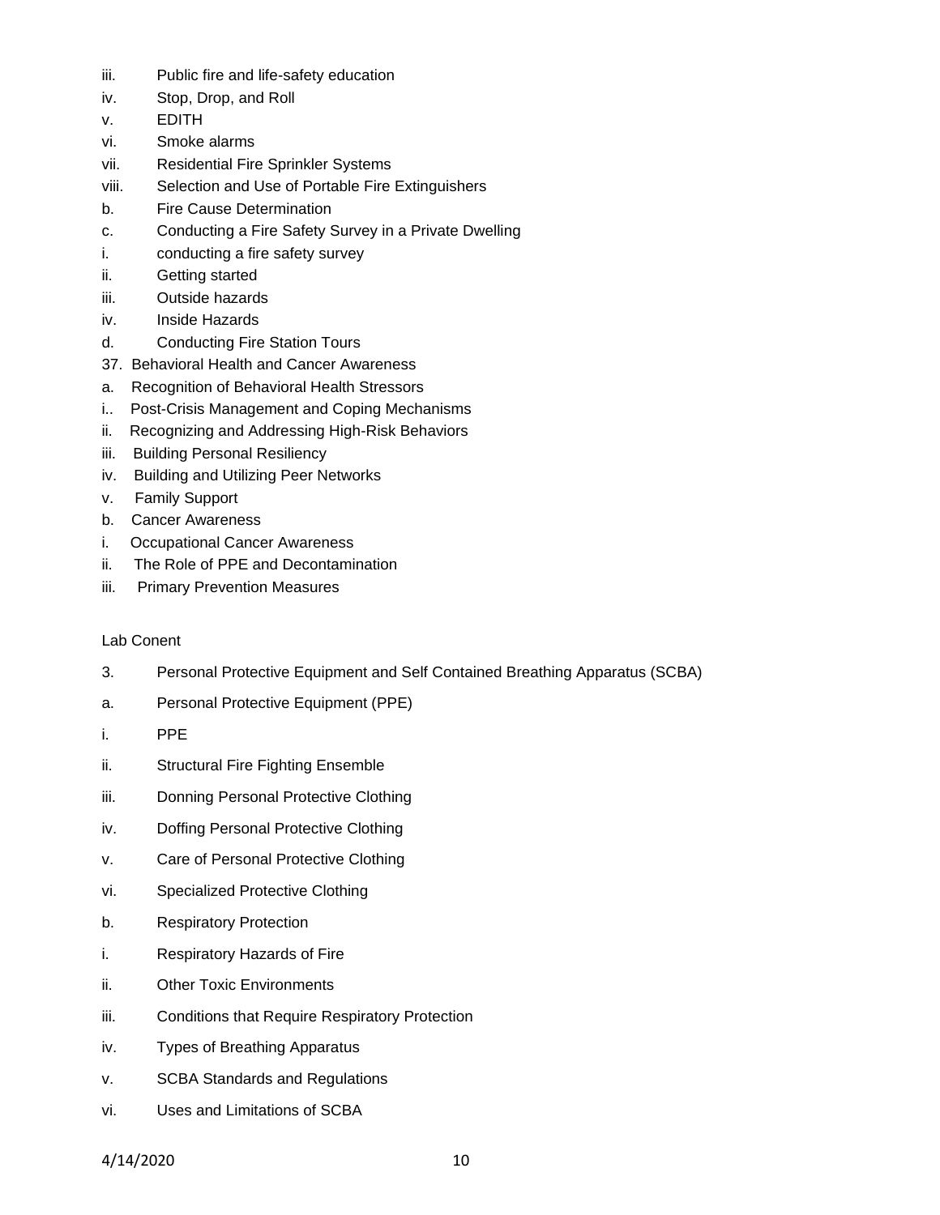iii. Public fire and life-safety education

iv. Stop, Drop, and Roll

v. EDITH

vi. Smoke alarms

vii. Residential Fire Sprinkler Systems

viii. Selection and Use of Portable Fire Extinguishers

b. Fire Cause Determination

c. Conducting a Fire Safety Survey in a Private Dwelling

i. conducting a fire safety survey

ii. Getting started

iii. Outside hazards

iv. Inside Hazards

d. Conducting Fire Station Tours

37. Behavioral Health and Cancer Awareness

a. Recognition of Behavioral Health Stressors

i.. Post-Crisis Management and Coping Mechanisms

ii. Recognizing and Addressing High-Risk Behaviors

iii. Building Personal Resiliency

iv. Building and Utilizing Peer Networks

v. Family Support

b. Cancer Awareness

i. Occupational Cancer Awareness

ii. The Role of PPE and Decontamination

iii. Primary Prevention Measures

Lab Conent

3. Personal Protective Equipment and Self Contained Breathing Apparatus (SCBA)

a. Personal Protective Equipment (PPE)

i. PPE

ii. Structural Fire Fighting Ensemble

iii. Donning Personal Protective Clothing

iv. Doffing Personal Protective Clothing

v. Care of Personal Protective Clothing

vi. Specialized Protective Clothing

b. Respiratory Protection

i. Respiratory Hazards of Fire

ii. Other Toxic Environments

iii. Conditions that Require Respiratory Protection

iv. Types of Breathing Apparatus

v. SCBA Standards and Regulations

vi. Uses and Limitations of SCBA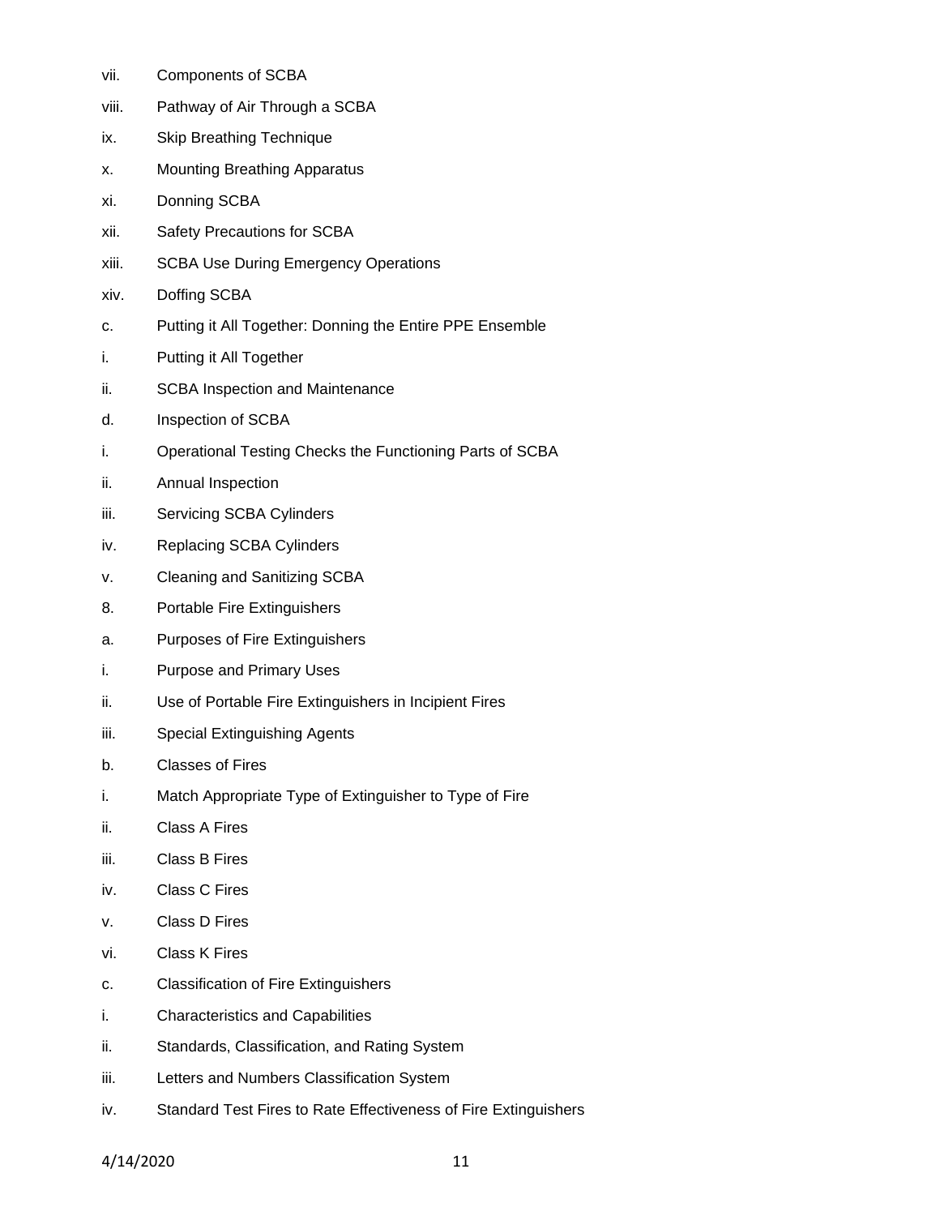vii. Components of SCBA

viii. Pathway of Air Through a SCBA

ix. Skip Breathing Technique

x. Mounting Breathing Apparatus

xi. Donning SCBA

xii. Safety Precautions for SCBA

xiii. SCBA Use During Emergency Operations

xiv. Doffing SCBA

c. Putting it All Together: Donning the Entire PPE Ensemble

i. Putting it All Together

ii. SCBA Inspection and Maintenance

d. Inspection of SCBA

i. Operational Testing Checks the Functioning Parts of SCBA

ii. Annual Inspection

iii. Servicing SCBA Cylinders

iv. Replacing SCBA Cylinders

v. Cleaning and Sanitizing SCBA

8. Portable Fire Extinguishers

a. Purposes of Fire Extinguishers

i. Purpose and Primary Uses

ii. Use of Portable Fire Extinguishers in Incipient Fires

iii. Special Extinguishing Agents

b. Classes of Fires

i. Match Appropriate Type of Extinguisher to Type of Fire

ii. Class A Fires

iii. Class B Fires

iv. Class C Fires

v. Class D Fires

vi. Class K Fires

c. Classification of Fire Extinguishers

i. Characteristics and Capabilities

ii. Standards, Classification, and Rating System

iii. Letters and Numbers Classification System

iv. Standard Test Fires to Rate Effectiveness of Fire Extinguishers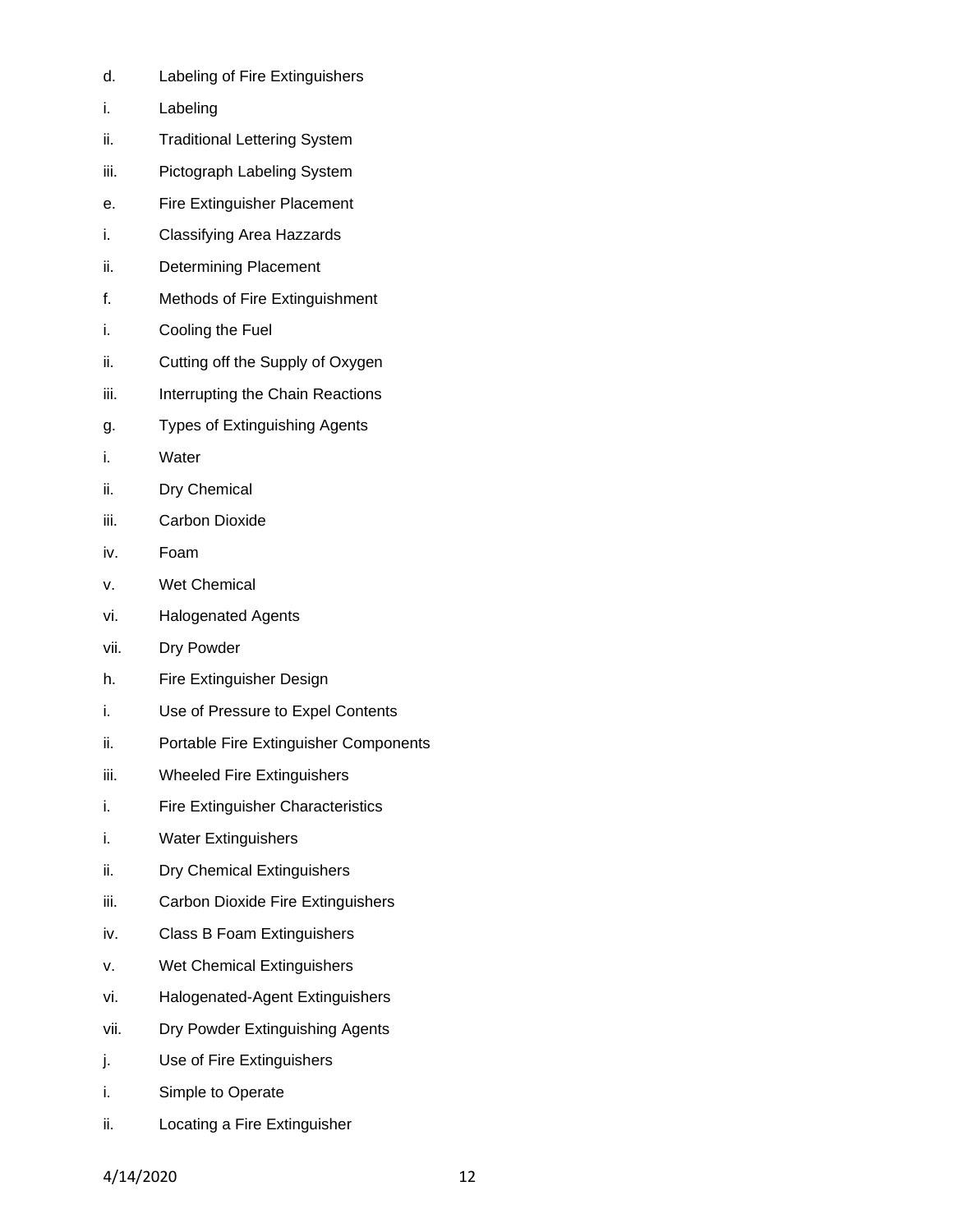d. Labeling of Fire Extinguishers

i. Labeling

ii. Traditional Lettering System

iii. Pictograph Labeling System

e. Fire Extinguisher Placement

i. Classifying Area Hazzards

ii. Determining Placement

f. Methods of Fire Extinguishment

i. Cooling the Fuel

ii. Cutting off the Supply of Oxygen

iii. Interrupting the Chain Reactions

g. Types of Extinguishing Agents

i. Water

ii. Dry Chemical

iii. Carbon Dioxide

iv. Foam

v. Wet Chemical

vi. Halogenated Agents

vii. Dry Powder

h. Fire Extinguisher Design

i. Use of Pressure to Expel Contents

ii. Portable Fire Extinguisher Components

iii. Wheeled Fire Extinguishers

i. Fire Extinguisher Characteristics

i. Water Extinguishers

ii. Dry Chemical Extinguishers

iii. Carbon Dioxide Fire Extinguishers

iv. Class B Foam Extinguishers

v. Wet Chemical Extinguishers

vi. Halogenated-Agent Extinguishers

vii. Dry Powder Extinguishing Agents

j. Use of Fire Extinguishers

i. Simple to Operate

ii. Locating a Fire Extinguisher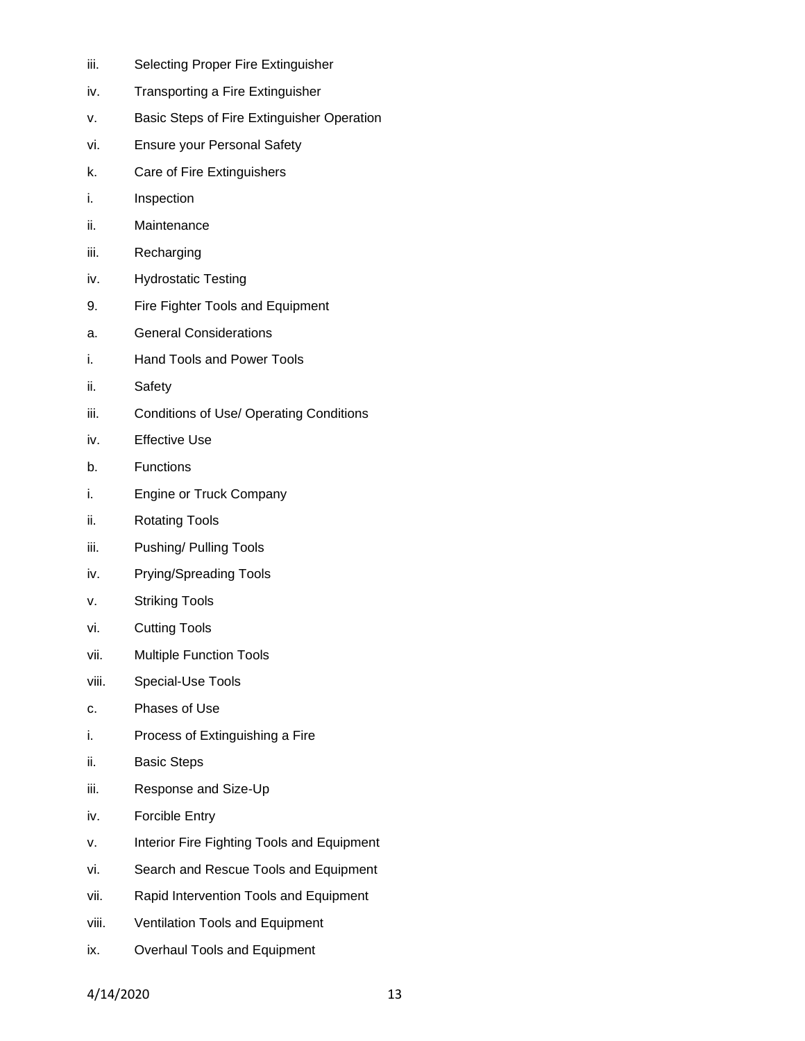iii. Selecting Proper Fire Extinguisher

iv. Transporting a Fire Extinguisher

v. Basic Steps of Fire Extinguisher Operation

vi. Ensure your Personal Safety

k. Care of Fire Extinguishers

i. Inspection

ii. Maintenance

iii. Recharging

iv. Hydrostatic Testing

9. Fire Fighter Tools and Equipment

a. General Considerations

i. Hand Tools and Power Tools

ii. Safety

iii. Conditions of Use/ Operating Conditions

iv. Effective Use

b. Functions

i. Engine or Truck Company

ii. Rotating Tools

iii. Pushing/ Pulling Tools

iv. Prying/Spreading Tools

v. Striking Tools

vi. Cutting Tools

vii. Multiple Function Tools

viii. Special-Use Tools

c. Phases of Use

i. Process of Extinguishing a Fire

ii. Basic Steps

iii. Response and Size-Up

iv. Forcible Entry

v. Interior Fire Fighting Tools and Equipment

vi. Search and Rescue Tools and Equipment

vii. Rapid Intervention Tools and Equipment

viii. Ventilation Tools and Equipment

ix. Overhaul Tools and Equipment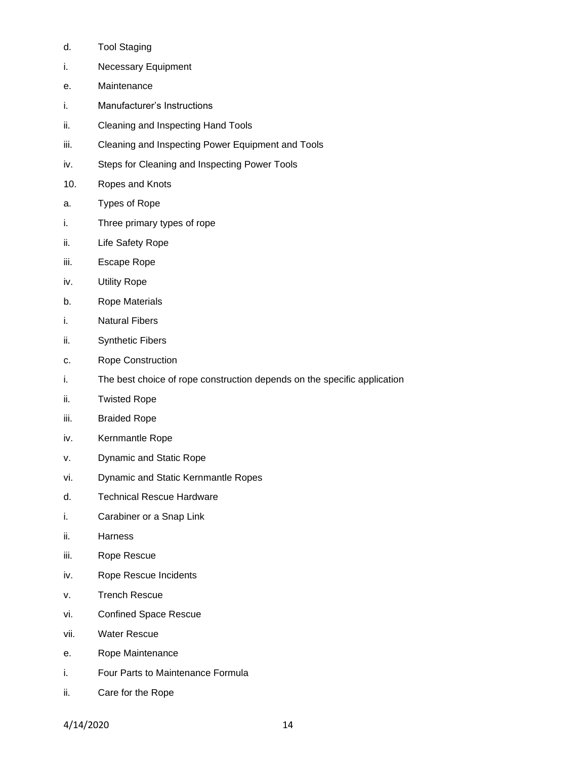d. Tool Staging

i. Necessary Equipment

e. Maintenance

i. Manufacturer's Instructions

ii. Cleaning and Inspecting Hand Tools

iii. Cleaning and Inspecting Power Equipment and Tools

iv. Steps for Cleaning and Inspecting Power Tools

10. Ropes and Knots

a. Types of Rope

i. Three primary types of rope

ii. Life Safety Rope

iii. Escape Rope

iv. Utility Rope

b. Rope Materials

i. Natural Fibers

ii. Synthetic Fibers

c. Rope Construction

i. The best choice of rope construction depends on the specific application

ii. Twisted Rope

iii. Braided Rope

iv. Kernmantle Rope

v. Dynamic and Static Rope

vi. Dynamic and Static Kernmantle Ropes

d. Technical Rescue Hardware

i. Carabiner or a Snap Link

ii. Harness

iii. Rope Rescue

iv. Rope Rescue Incidents

v. Trench Rescue

vi. Confined Space Rescue

vii. Water Rescue

e. Rope Maintenance

i. Four Parts to Maintenance Formula

ii. Care for the Rope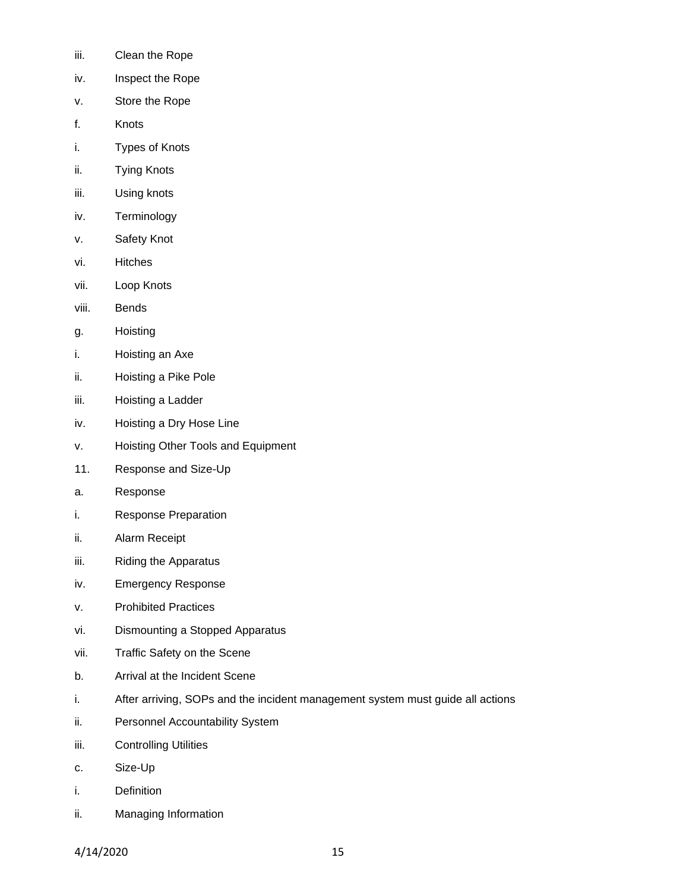iii. Clean the Rope

iv. Inspect the Rope

v. Store the Rope

f. Knots

i. Types of Knots

ii. Tying Knots

iii. Using knots

iv. Terminology

v. Safety Knot

vi. Hitches

vii. Loop Knots

viii. Bends

g. Hoisting

i. Hoisting an Axe

ii. Hoisting a Pike Pole

iii. Hoisting a Ladder

iv. Hoisting a Dry Hose Line

v. Hoisting Other Tools and Equipment

11. Response and Size-Up

a. Response

i. Response Preparation

ii. Alarm Receipt

iii. Riding the Apparatus

iv. Emergency Response

v. Prohibited Practices

vi. Dismounting a Stopped Apparatus

vii. Traffic Safety on the Scene

b. Arrival at the Incident Scene

i. After arriving, SOPs and the incident management system must guide all actions

ii. Personnel Accountability System

iii. Controlling Utilities

c. Size-Up

i. Definition

ii. Managing Information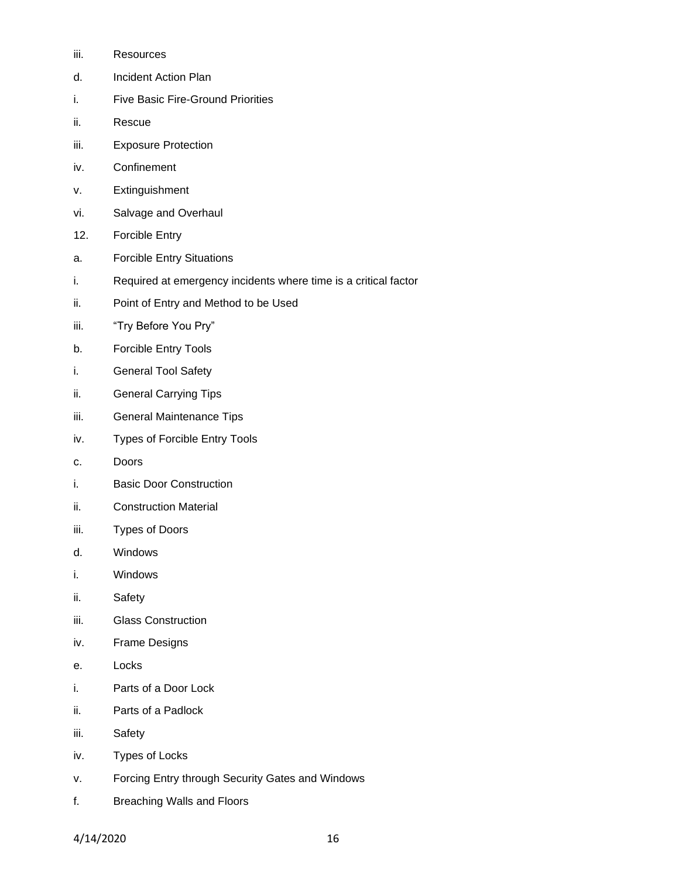iii. Resources

d. Incident Action Plan

i. Five Basic Fire-Ground Priorities

ii. Rescue

iii. Exposure Protection

iv. Confinement

v. Extinguishment

vi. Salvage and Overhaul

12. Forcible Entry

a. Forcible Entry Situations

i. Required at emergency incidents where time is a critical factor

ii. Point of Entry and Method to be Used

iii. “Try Before You Pry”

b. Forcible Entry Tools

i. General Tool Safety

ii. General Carrying Tips

iii. General Maintenance Tips

iv. Types of Forcible Entry Tools

c. Doors

i. Basic Door Construction

ii. Construction Material

iii. Types of Doors

d. Windows

i. Windows

ii. Safety

iii. Glass Construction

iv. Frame Designs

e. Locks

i. Parts of a Door Lock

ii. Parts of a Padlock

iii. Safety

iv. Types of Locks

v. Forcing Entry through Security Gates and Windows

f. Breaching Walls and Floors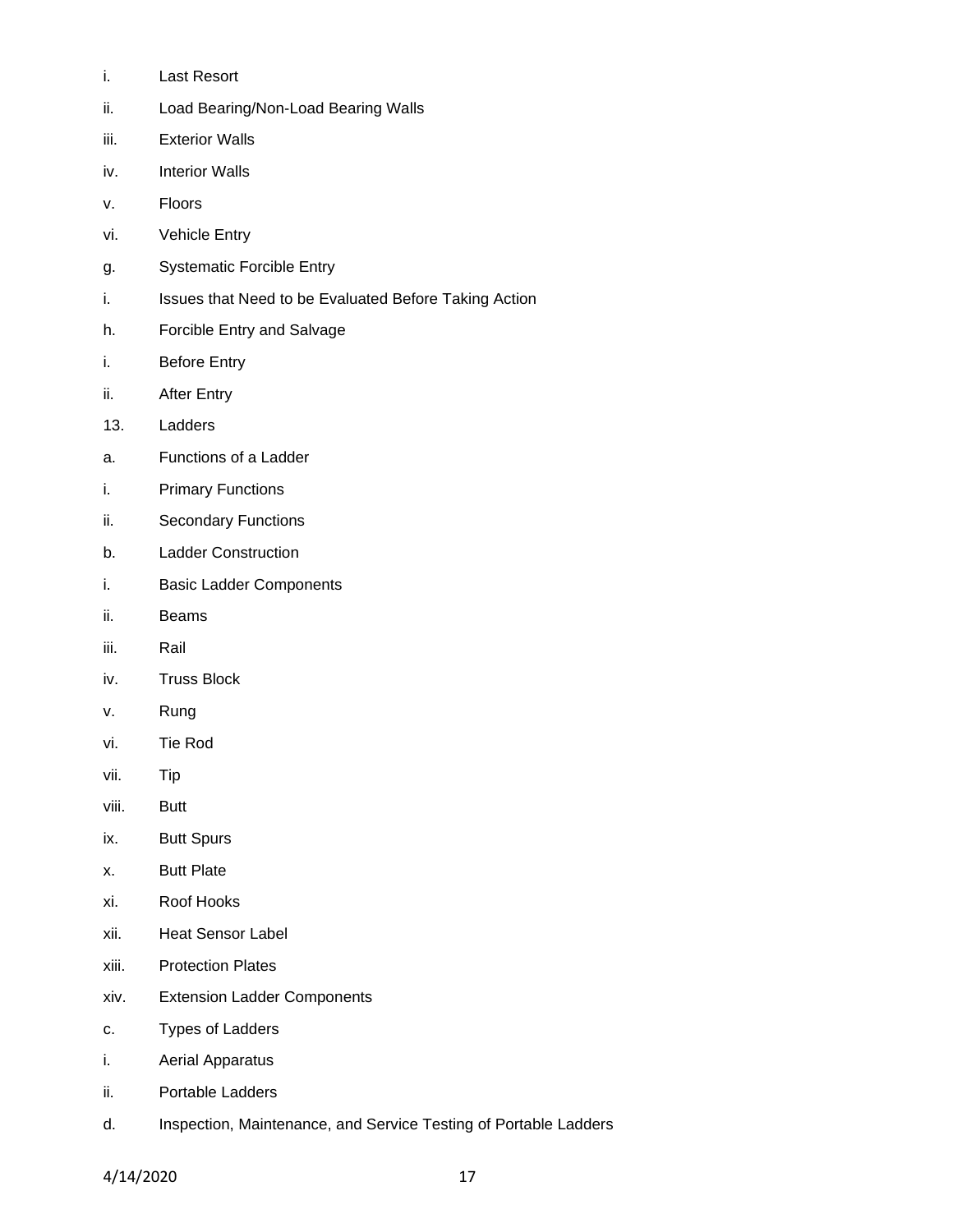i. Last Resort

ii. Load Bearing/Non-Load Bearing Walls

iii. Exterior Walls

iv. Interior Walls

v. Floors

vi. Vehicle Entry

g. Systematic Forcible Entry

i. Issues that Need to be Evaluated Before Taking Action

h. Forcible Entry and Salvage

i. Before Entry

ii. After Entry

13. Ladders

a. Functions of a Ladder

i. Primary Functions

ii. Secondary Functions

b. Ladder Construction

i. Basic Ladder Components

ii. Beams

iii. Rail

iv. Truss Block

v. Rung

vi. Tie Rod

vii. Tip

viii. Butt

ix. Butt Spurs

x. Butt Plate

xi. Roof Hooks

xii. Heat Sensor Label

xiii. Protection Plates

xiv. Extension Ladder Components

c. Types of Ladders

i. Aerial Apparatus

ii. Portable Ladders

d. Inspection, Maintenance, and Service Testing of Portable Ladders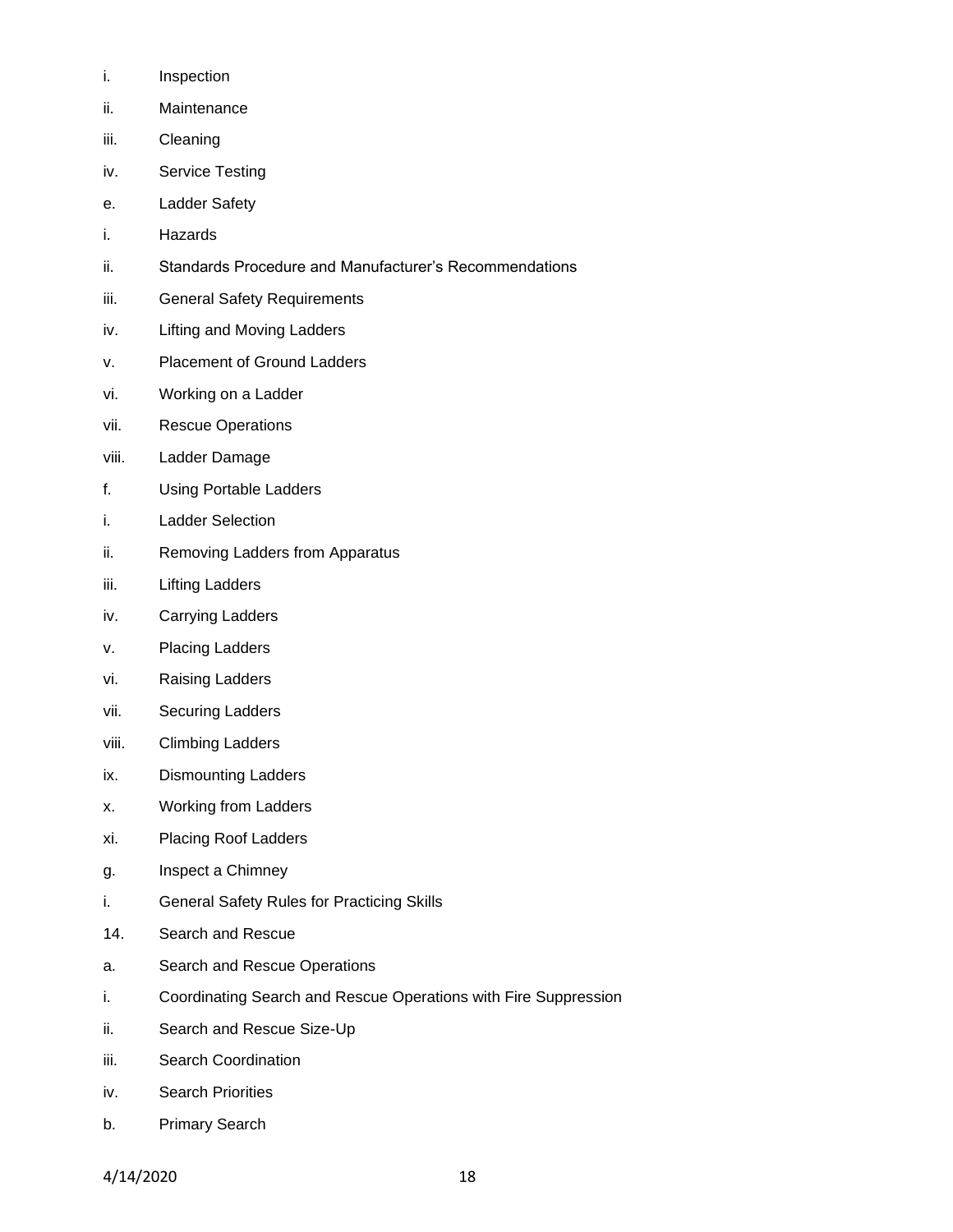i. Inspection

ii. Maintenance

iii. Cleaning

iv. Service Testing

e. Ladder Safety

i. Hazards

ii. Standards Procedure and Manufacturer's Recommendations

iii. General Safety Requirements

iv. Lifting and Moving Ladders

v. Placement of Ground Ladders

vi. Working on a Ladder

vii. Rescue Operations

viii. Ladder Damage

f. Using Portable Ladders

i. Ladder Selection

ii. Removing Ladders from Apparatus

iii. Lifting Ladders

iv. Carrying Ladders

v. Placing Ladders

vi. Raising Ladders

vii. Securing Ladders

viii. Climbing Ladders

ix. Dismounting Ladders

x. Working from Ladders

xi. Placing Roof Ladders

g. Inspect a Chimney

i. General Safety Rules for Practicing Skills

14. Search and Rescue

a. Search and Rescue Operations

i. Coordinating Search and Rescue Operations with Fire Suppression

ii. Search and Rescue Size-Up

iii. Search Coordination

iv. Search Priorities

b. Primary Search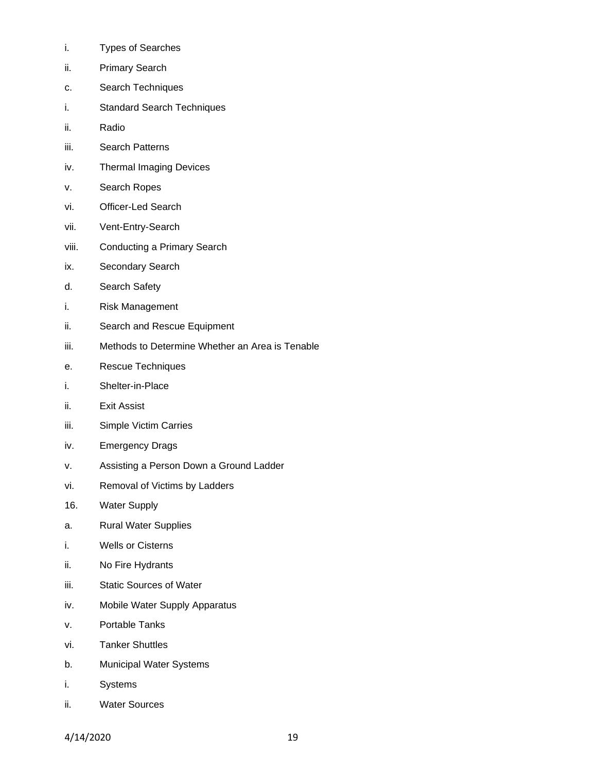i. Types of Searches

ii. Primary Search

c. Search Techniques

i. Standard Search Techniques

ii. Radio

iii. Search Patterns

iv. Thermal Imaging Devices

v. Search Ropes

vi. Officer-Led Search

vii. Vent-Entry-Search

viii. Conducting a Primary Search

ix. Secondary Search

d. Search Safety

i. Risk Management

ii. Search and Rescue Equipment

iii. Methods to Determine Whether an Area is Tenable

e. Rescue Techniques

i. Shelter-in-Place

ii. Exit Assist

iii. Simple Victim Carries

iv. Emergency Drags

v. Assisting a Person Down a Ground Ladder

vi. Removal of Victims by Ladders

16. Water Supply

a. Rural Water Supplies

i. Wells or Cisterns

ii. No Fire Hydrants

iii. Static Sources of Water

iv. Mobile Water Supply Apparatus

v. Portable Tanks

vi. Tanker Shuttles

b. Municipal Water Systems

i. Systems

ii. Water Sources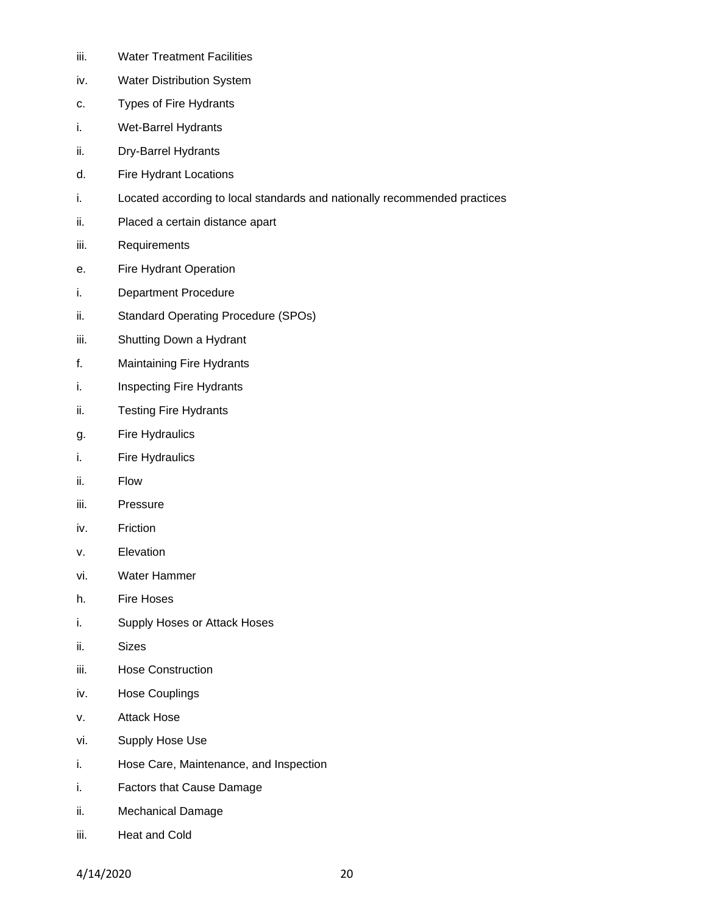iii. Water Treatment Facilities

iv. Water Distribution System

c. Types of Fire Hydrants

i. Wet-Barrel Hydrants

ii. Dry-Barrel Hydrants

d. Fire Hydrant Locations

i. Located according to local standards and nationally recommended practices

ii. Placed a certain distance apart

iii. Requirements

e. Fire Hydrant Operation

i. Department Procedure

ii. Standard Operating Procedure (SPOs)

iii. Shutting Down a Hydrant

f. Maintaining Fire Hydrants

i. Inspecting Fire Hydrants

ii. Testing Fire Hydrants

g. Fire Hydraulics

i. Fire Hydraulics

ii. Flow

iii. Pressure

iv. Friction

v. Elevation

vi. Water Hammer

h. Fire Hoses

i. Supply Hoses or Attack Hoses

ii. Sizes

iii. Hose Construction

iv. Hose Couplings

v. Attack Hose

vi. Supply Hose Use

i. Hose Care, Maintenance, and Inspection

i. Factors that Cause Damage

ii. Mechanical Damage

iii. Heat and Cold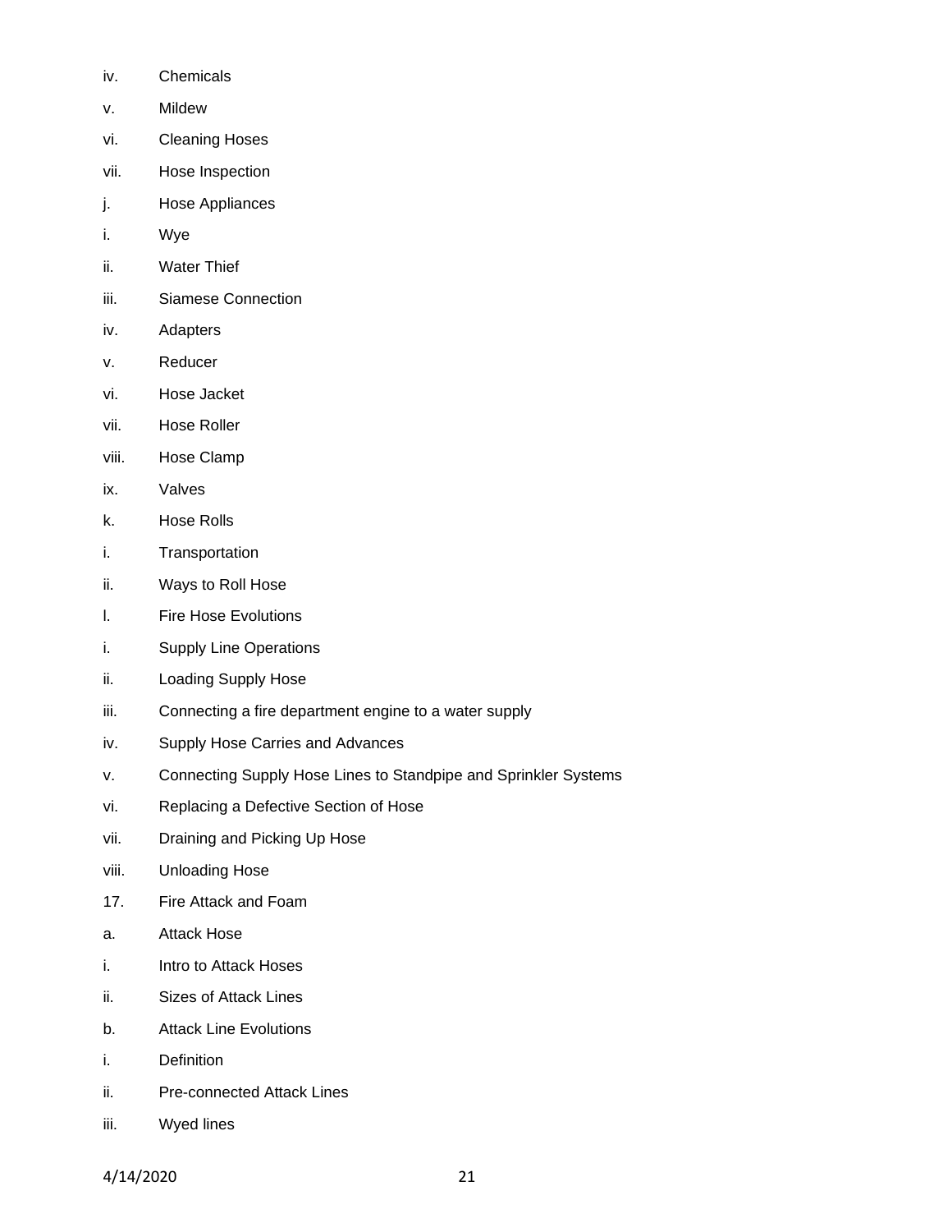iv. Chemicals

v. Mildew

vi. Cleaning Hoses

vii. Hose Inspection

j. Hose Appliances

i. Wye

ii. Water Thief

iii. Siamese Connection

iv. Adapters

v. Reducer

vi. Hose Jacket

vii. Hose Roller

viii. Hose Clamp

ix. Valves

k. Hose Rolls

i. Transportation

ii. Ways to Roll Hose

l. Fire Hose Evolutions

i. Supply Line Operations

ii. Loading Supply Hose

iii. Connecting a fire department engine to a water supply

iv. Supply Hose Carries and Advances

v. Connecting Supply Hose Lines to Standpipe and Sprinkler Systems

vi. Replacing a Defective Section of Hose

vii. Draining and Picking Up Hose

viii. Unloading Hose

17. Fire Attack and Foam

a. Attack Hose

i. Intro to Attack Hoses

ii. Sizes of Attack Lines

b. Attack Line Evolutions

i. Definition

ii. Pre-connected Attack Lines

iii. Wyed lines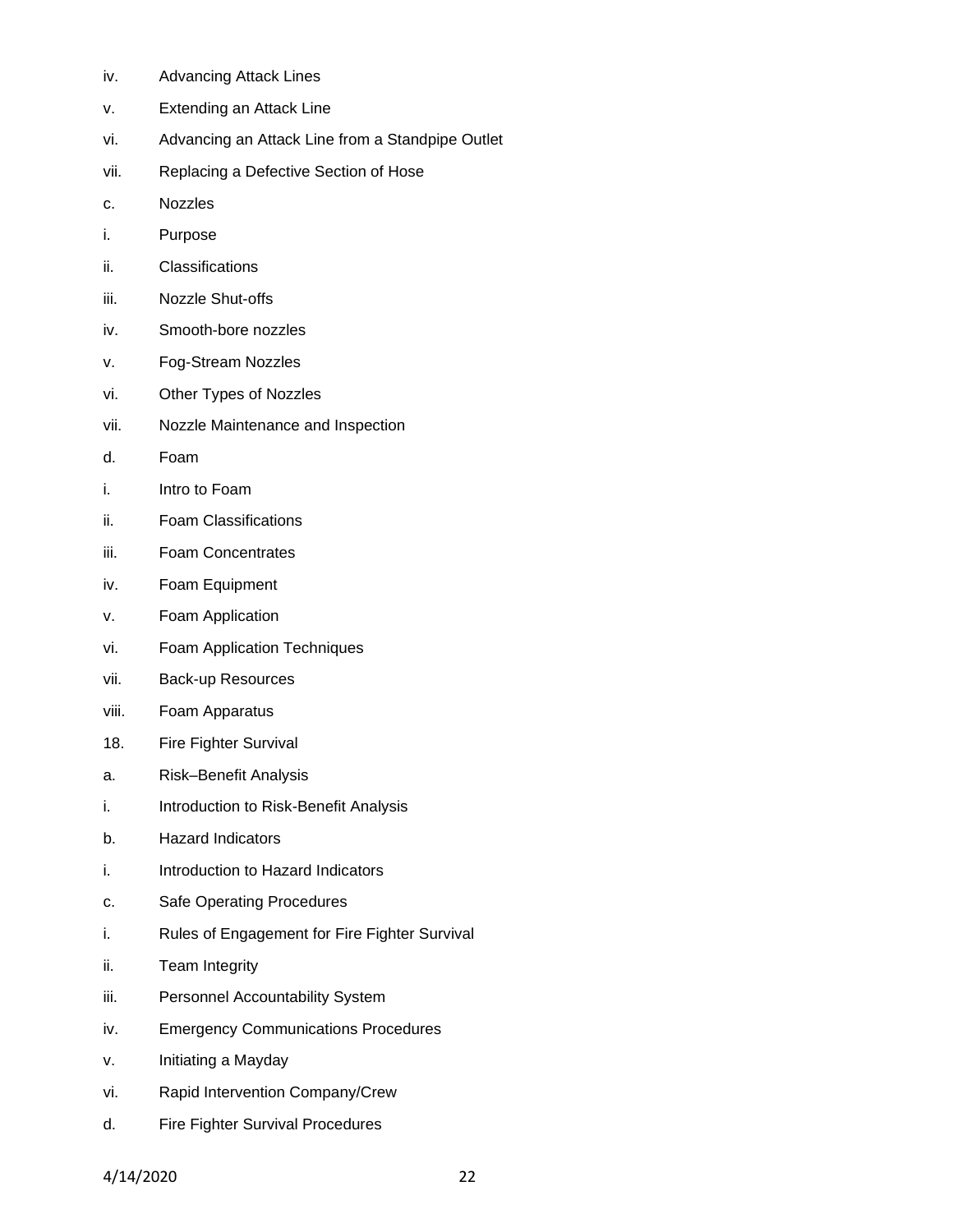iv. Advancing Attack Lines

v. Extending an Attack Line

vi. Advancing an Attack Line from a Standpipe Outlet

vii. Replacing a Defective Section of Hose

c. Nozzles

i. Purpose

ii. Classifications

iii. Nozzle Shut-offs

iv. Smooth-bore nozzles

v. Fog-Stream Nozzles

vi. Other Types of Nozzles

vii. Nozzle Maintenance and Inspection

d. Foam

i. Intro to Foam

ii. Foam Classifications

iii. Foam Concentrates

iv. Foam Equipment

v. Foam Application

vi. Foam Application Techniques

vii. Back-up Resources

viii. Foam Apparatus

18. Fire Fighter Survival

a. Risk–Benefit Analysis

i. Introduction to Risk-Benefit Analysis

b. Hazard Indicators

i. Introduction to Hazard Indicators

c. Safe Operating Procedures

i. Rules of Engagement for Fire Fighter Survival

ii. Team Integrity

iii. Personnel Accountability System

iv. Emergency Communications Procedures

v. Initiating a Mayday

vi. Rapid Intervention Company/Crew

d. Fire Fighter Survival Procedures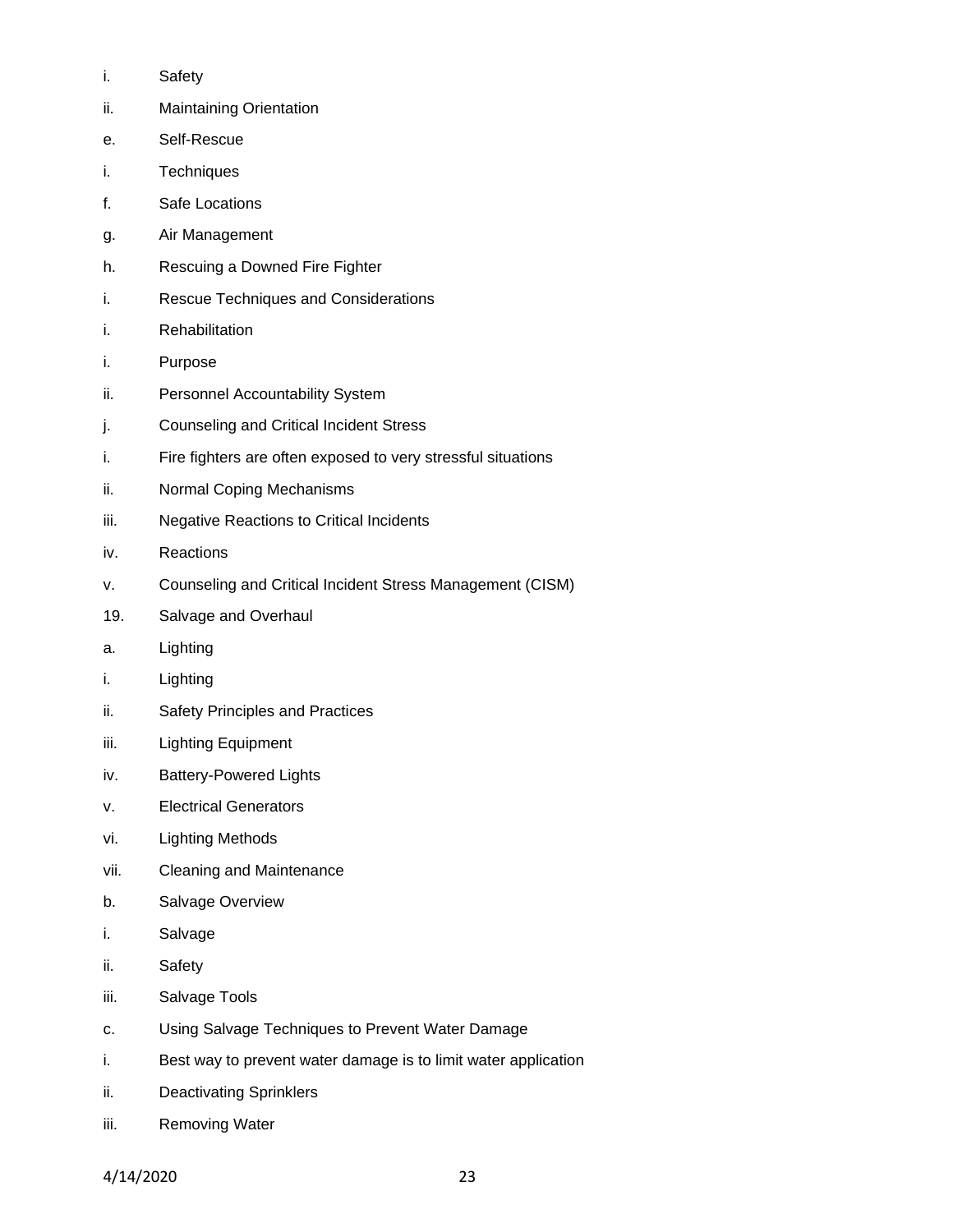i. Safety

ii. Maintaining Orientation

e. Self-Rescue

i. Techniques

f. Safe Locations

g. Air Management

h. Rescuing a Downed Fire Fighter

i. Rescue Techniques and Considerations

i. Rehabilitation

i. Purpose

ii. Personnel Accountability System

j. Counseling and Critical Incident Stress

i. Fire fighters are often exposed to very stressful situations

ii. Normal Coping Mechanisms

iii. Negative Reactions to Critical Incidents

iv. Reactions

v. Counseling and Critical Incident Stress Management (CISM)

19. Salvage and Overhaul

a. Lighting

i. Lighting

ii. Safety Principles and Practices

iii. Lighting Equipment

iv. Battery-Powered Lights

v. Electrical Generators

vi. Lighting Methods

vii. Cleaning and Maintenance

b. Salvage Overview

i. Salvage

ii. Safety

iii. Salvage Tools

c. Using Salvage Techniques to Prevent Water Damage

i. Best way to prevent water damage is to limit water application

ii. Deactivating Sprinklers

iii. Removing Water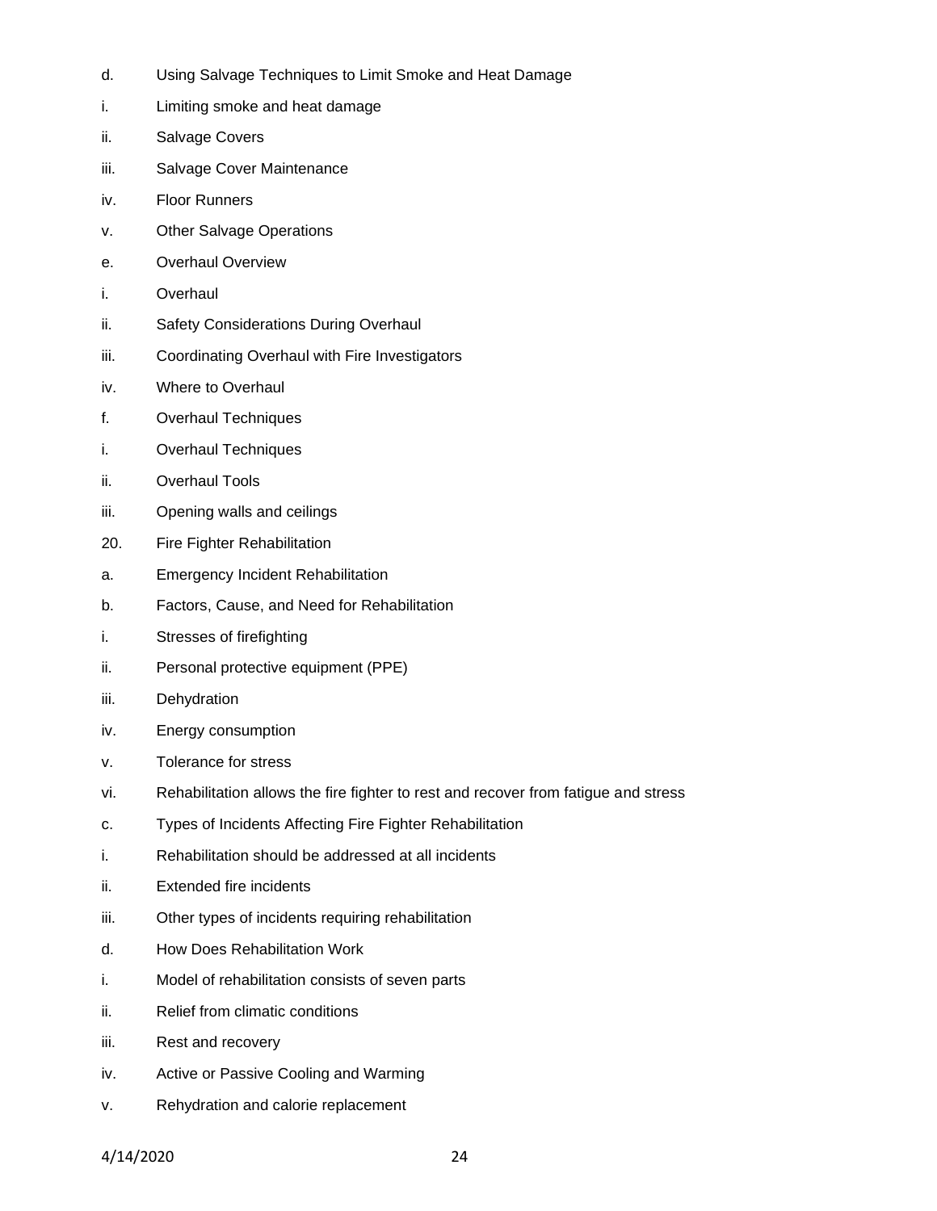d. Using Salvage Techniques to Limit Smoke and Heat Damage

i. Limiting smoke and heat damage

ii. Salvage Covers

iii. Salvage Cover Maintenance

iv. Floor Runners

v. Other Salvage Operations

e. Overhaul Overview

i. Overhaul

ii. Safety Considerations During Overhaul

iii. Coordinating Overhaul with Fire Investigators

iv. Where to Overhaul

f. Overhaul Techniques

i. Overhaul Techniques

ii. Overhaul Tools

iii. Opening walls and ceilings

20. Fire Fighter Rehabilitation

a. Emergency Incident Rehabilitation

b. Factors, Cause, and Need for Rehabilitation

i. Stresses of firefighting

ii. Personal protective equipment (PPE)

iii. Dehydration

iv. Energy consumption

v. Tolerance for stress

vi. Rehabilitation allows the fire fighter to rest and recover from fatigue and stress

c. Types of Incidents Affecting Fire Fighter Rehabilitation

i. Rehabilitation should be addressed at all incidents

ii. Extended fire incidents

iii. Other types of incidents requiring rehabilitation

d. How Does Rehabilitation Work

i. Model of rehabilitation consists of seven parts

ii. Relief from climatic conditions

iii. Rest and recovery

iv. Active or Passive Cooling and Warming

v. Rehydration and calorie replacement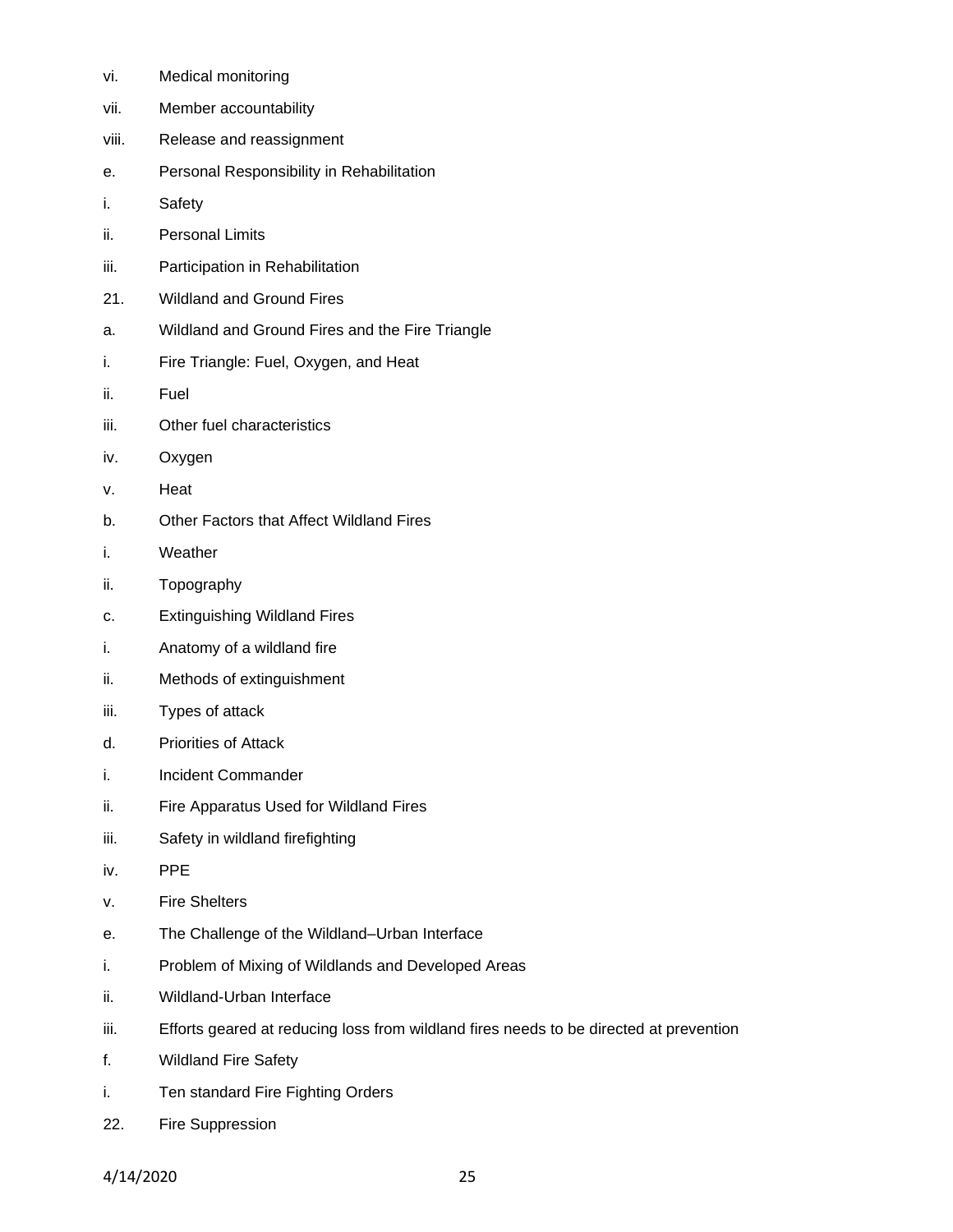vi. Medical monitoring

vii. Member accountability

viii. Release and reassignment

e. Personal Responsibility in Rehabilitation

i. Safety

ii. Personal Limits

iii. Participation in Rehabilitation

21. Wildland and Ground Fires

a. Wildland and Ground Fires and the Fire Triangle

i. Fire Triangle: Fuel, Oxygen, and Heat

ii. Fuel

iii. Other fuel characteristics

iv. Oxygen

v. Heat

b. Other Factors that Affect Wildland Fires

i. Weather

ii. Topography

c. Extinguishing Wildland Fires

i. Anatomy of a wildland fire

ii. Methods of extinguishment

iii. Types of attack

d. Priorities of Attack

i. Incident Commander

ii. Fire Apparatus Used for Wildland Fires

iii. Safety in wildland firefighting

iv. PPE

v. Fire Shelters

e. The Challenge of the Wildland–Urban Interface

i. Problem of Mixing of Wildlands and Developed Areas

ii. Wildland-Urban Interface

iii. Efforts geared at reducing loss from wildland fires needs to be directed at prevention

f. Wildland Fire Safety

i. Ten standard Fire Fighting Orders

22. Fire Suppression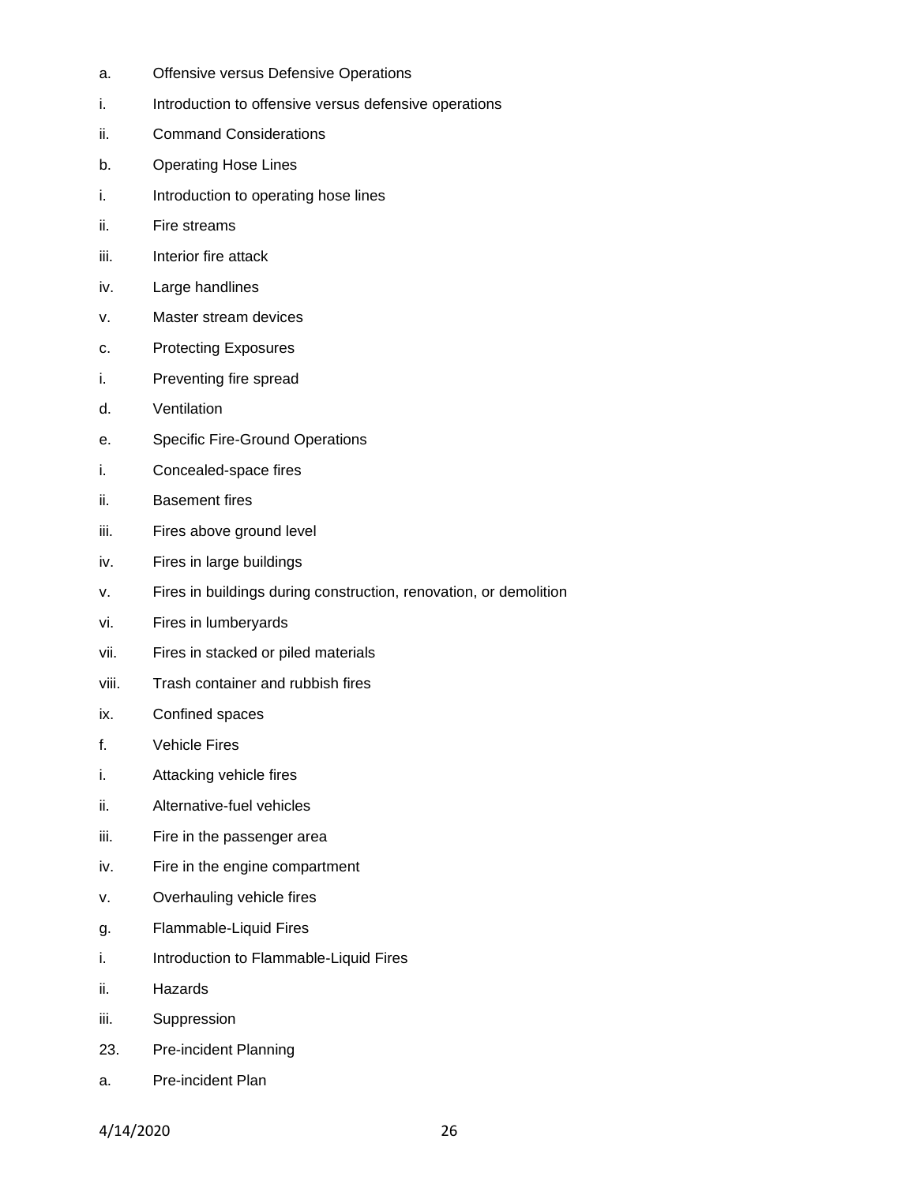a. Offensive versus Defensive Operations

i. Introduction to offensive versus defensive operations

ii. Command Considerations

b. Operating Hose Lines

i. Introduction to operating hose lines

ii. Fire streams

iii. Interior fire attack

iv. Large handlines

v. Master stream devices

c. Protecting Exposures

i. Preventing fire spread

d. Ventilation

e. Specific Fire-Ground Operations

i. Concealed-space fires

ii. Basement fires

iii. Fires above ground level

iv. Fires in large buildings

v. Fires in buildings during construction, renovation, or demolition

vi. Fires in lumberyards

vii. Fires in stacked or piled materials

viii. Trash container and rubbish fires

ix. Confined spaces

f. Vehicle Fires

i. Attacking vehicle fires

ii. Alternative-fuel vehicles

iii. Fire in the passenger area

iv. Fire in the engine compartment

v. Overhauling vehicle fires

g. Flammable-Liquid Fires

i. Introduction to Flammable-Liquid Fires

ii. Hazards

iii. Suppression

23. Pre-incident Planning

a. Pre-incident Plan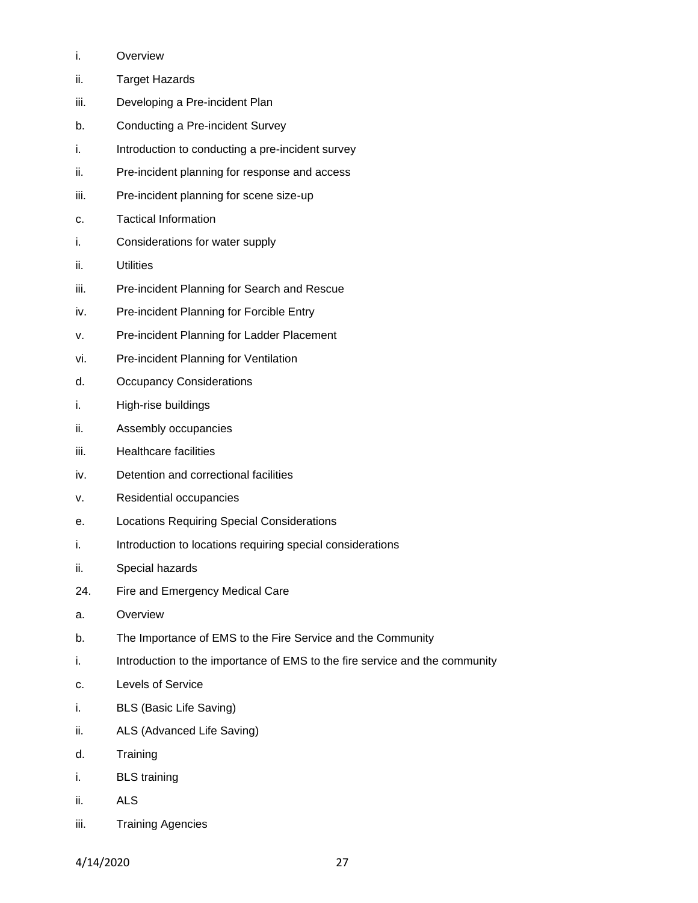i. Overview

ii. Target Hazards

iii. Developing a Pre-incident Plan

b. Conducting a Pre-incident Survey

i. Introduction to conducting a pre-incident survey

ii. Pre-incident planning for response and access

iii. Pre-incident planning for scene size-up

c. Tactical Information

i. Considerations for water supply

ii. Utilities

iii. Pre-incident Planning for Search and Rescue

iv. Pre-incident Planning for Forcible Entry

v. Pre-incident Planning for Ladder Placement

vi. Pre-incident Planning for Ventilation

d. Occupancy Considerations

i. High-rise buildings

ii. Assembly occupancies

iii. Healthcare facilities

iv. Detention and correctional facilities

v. Residential occupancies

e. Locations Requiring Special Considerations

i. Introduction to locations requiring special considerations

ii. Special hazards

24. Fire and Emergency Medical Care

a. Overview

b. The Importance of EMS to the Fire Service and the Community

i. Introduction to the importance of EMS to the fire service and the community

c. Levels of Service

i. BLS (Basic Life Saving)

ii. ALS (Advanced Life Saving)

d. Training

i. BLS training

ii. ALS

iii. Training Agencies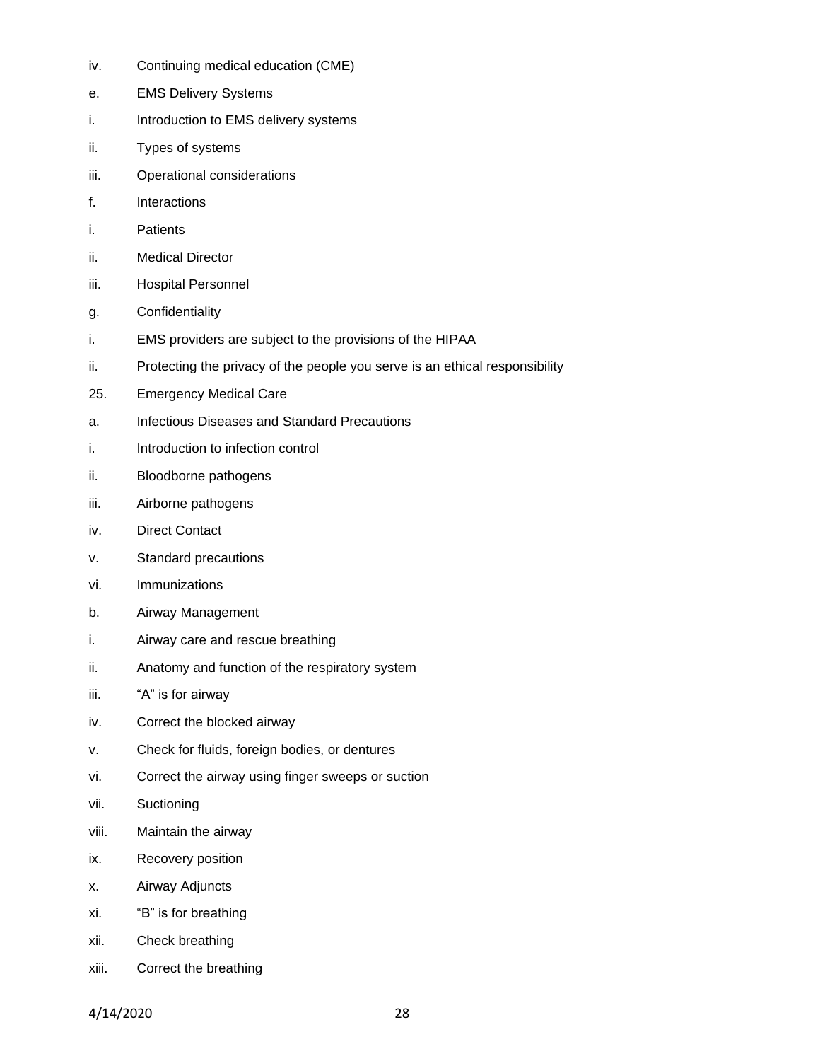iv. Continuing medical education (CME)

e. EMS Delivery Systems

i. Introduction to EMS delivery systems

ii. Types of systems

iii. Operational considerations

f. Interactions

i. Patients

ii. Medical Director

iii. Hospital Personnel

g. Confidentiality

i. EMS providers are subject to the provisions of the HIPAA

ii. Protecting the privacy of the people you serve is an ethical responsibility

25. Emergency Medical Care

a. Infectious Diseases and Standard Precautions

i. Introduction to infection control

ii. Bloodborne pathogens

iii. Airborne pathogens

iv. Direct Contact

v. Standard precautions

vi. Immunizations

b. Airway Management

i. Airway care and rescue breathing

ii. Anatomy and function of the respiratory system

iii. "A" is for airway

iv. Correct the blocked airway

v. Check for fluids, foreign bodies, or dentures

vi. Correct the airway using finger sweeps or suction

vii. Suctioning

viii. Maintain the airway

ix. Recovery position

x. Airway Adjuncts

xi. "B" is for breathing

xii. Check breathing

xiii. Correct the breathing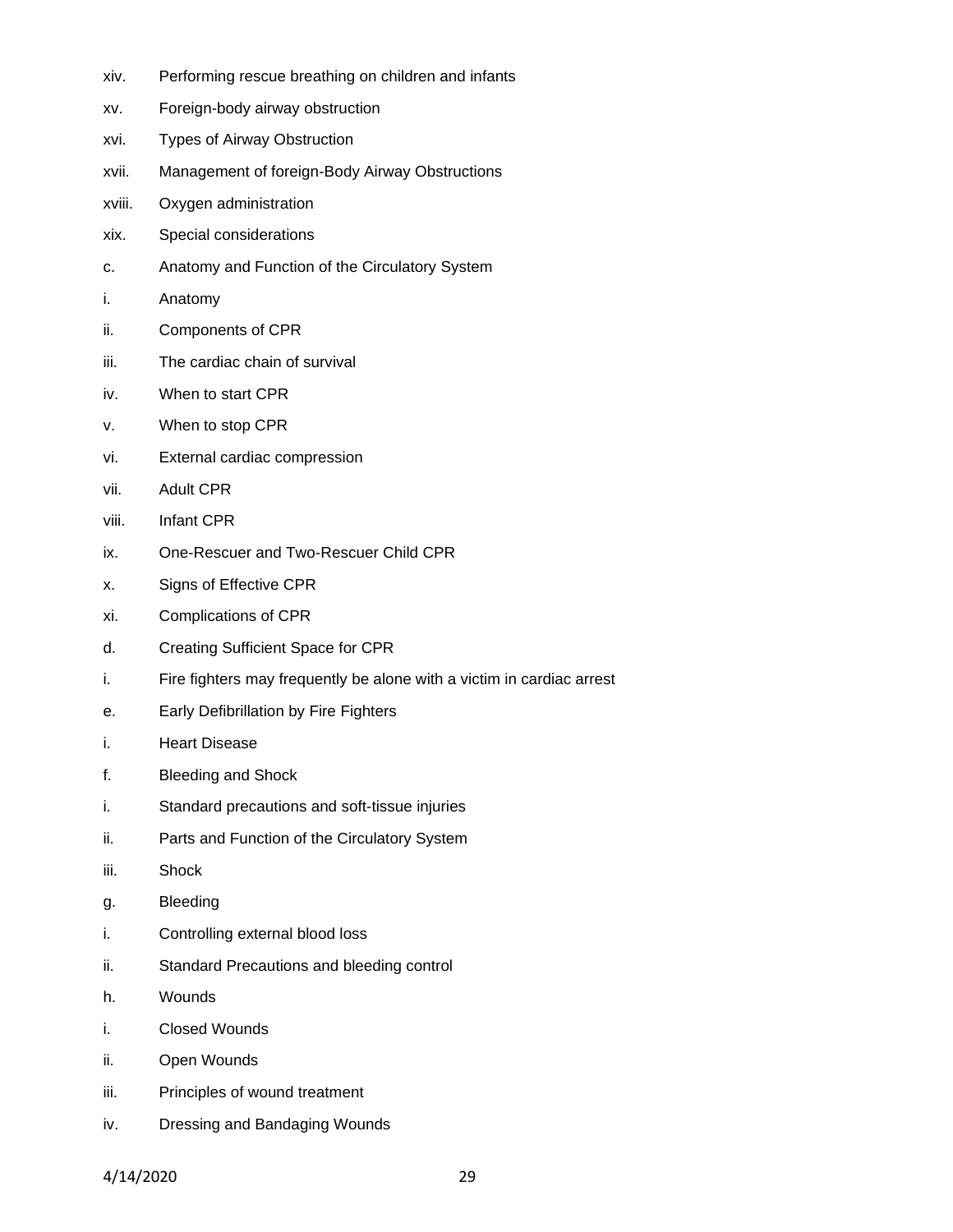xiv. Performing rescue breathing on children and infants

xv. Foreign-body airway obstruction

xvi. Types of Airway Obstruction

xvii. Management of foreign-Body Airway Obstructions

xviii. Oxygen administration

xix. Special considerations

c. Anatomy and Function of the Circulatory System

i. Anatomy

ii. Components of CPR

iii. The cardiac chain of survival

iv. When to start CPR

v. When to stop CPR

vi. External cardiac compression

vii. Adult CPR

viii. Infant CPR

ix. One-Rescuer and Two-Rescuer Child CPR

x. Signs of Effective CPR

xi. Complications of CPR

d. Creating Sufficient Space for CPR

i. Fire fighters may frequently be alone with a victim in cardiac arrest

e. Early Defibrillation by Fire Fighters

i. Heart Disease

f. Bleeding and Shock

i. Standard precautions and soft-tissue injuries

ii. Parts and Function of the Circulatory System

iii. Shock

g. Bleeding

i. Controlling external blood loss

ii. Standard Precautions and bleeding control

h. Wounds

i. Closed Wounds

ii. Open Wounds

iii. Principles of wound treatment

iv. Dressing and Bandaging Wounds

4/14/2020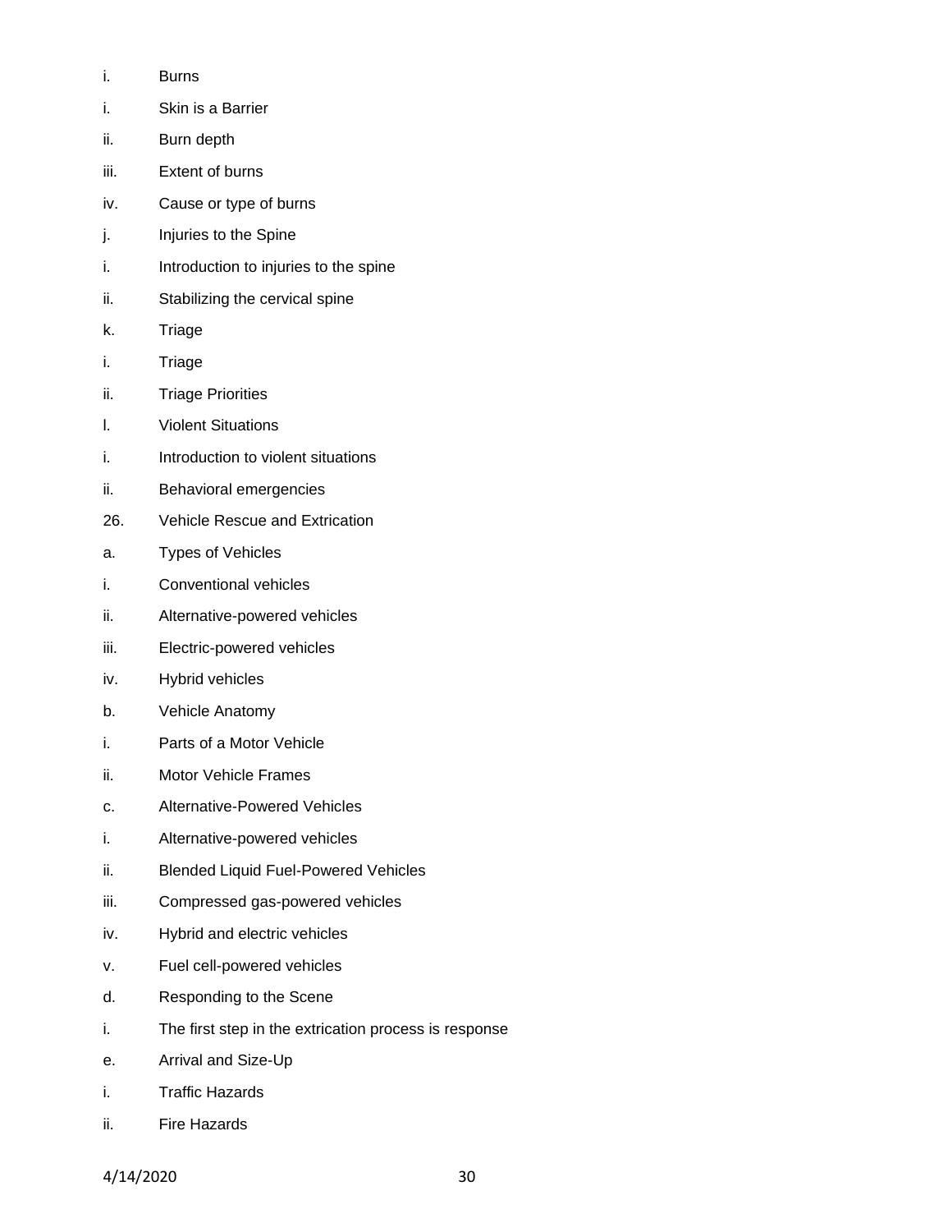i. Burns

i. Skin is a Barrier

ii. Burn depth

iii. Extent of burns

iv. Cause or type of burns

j. Injuries to the Spine

i. Introduction to injuries to the spine

ii. Stabilizing the cervical spine

k. Triage

i. Triage

ii. Triage Priorities

l. Violent Situations

i. Introduction to violent situations

ii. Behavioral emergencies

26. Vehicle Rescue and Extrication

a. Types of Vehicles

i. Conventional vehicles

ii. Alternative-powered vehicles

iii. Electric-powered vehicles

iv. Hybrid vehicles

b. Vehicle Anatomy

i. Parts of a Motor Vehicle

ii. Motor Vehicle Frames

c. Alternative-Powered Vehicles

i. Alternative-powered vehicles

ii. Blended Liquid Fuel-Powered Vehicles

iii. Compressed gas-powered vehicles

iv. Hybrid and electric vehicles

v. Fuel cell-powered vehicles

d. Responding to the Scene

i. The first step in the extrication process is response

e. Arrival and Size-Up

i. Traffic Hazards

ii. Fire Hazards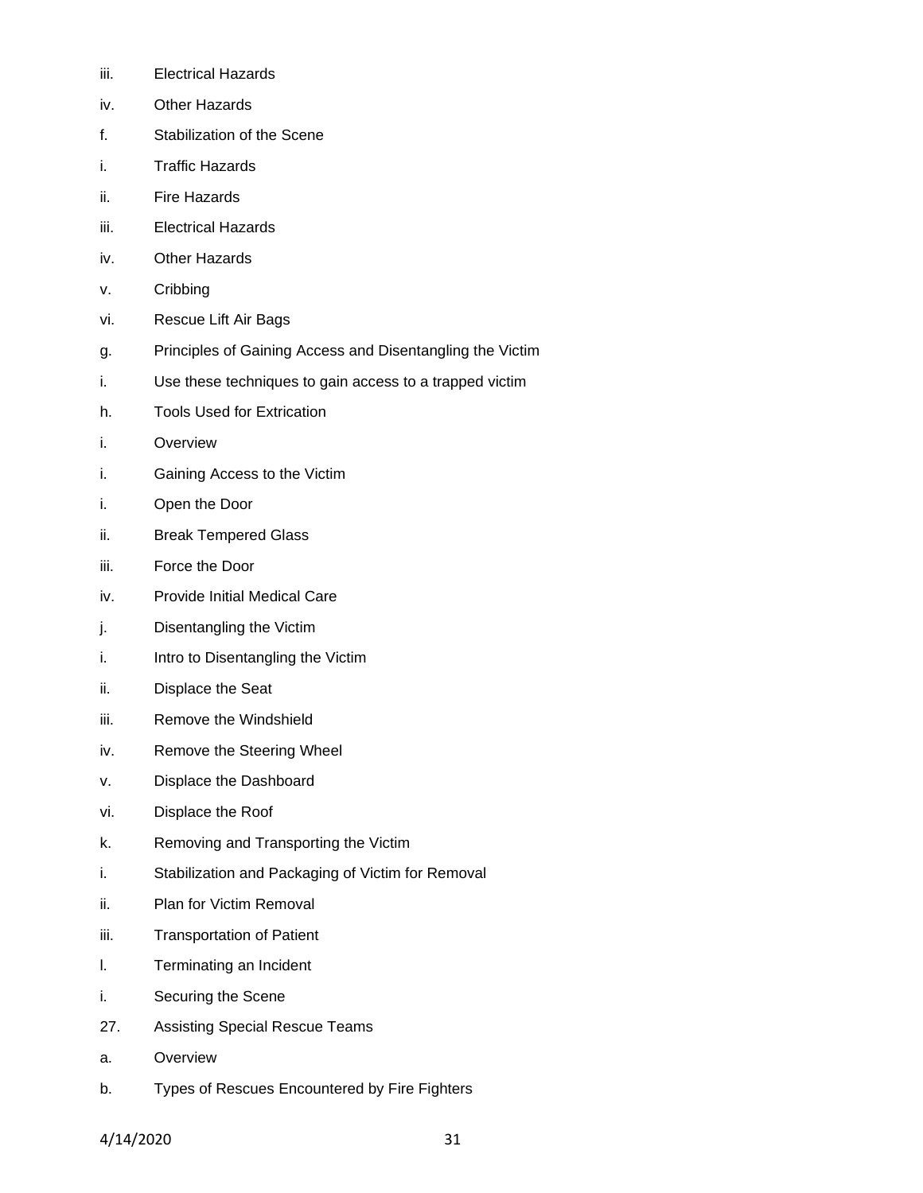iii. Electrical Hazards

iv. Other Hazards

f. Stabilization of the Scene

i. Traffic Hazards

ii. Fire Hazards

iii. Electrical Hazards

iv. Other Hazards

v. Cribbing

vi. Rescue Lift Air Bags

g. Principles of Gaining Access and Disentangling the Victim

i. Use these techniques to gain access to a trapped victim

h. Tools Used for Extrication

i. Overview

i. Gaining Access to the Victim

i. Open the Door

ii. Break Tempered Glass

iii. Force the Door

iv. Provide Initial Medical Care

j. Disentangling the Victim

i. Intro to Disentangling the Victim

ii. Displace the Seat

iii. Remove the Windshield

iv. Remove the Steering Wheel

v. Displace the Dashboard

vi. Displace the Roof

k. Removing and Transporting the Victim

i. Stabilization and Packaging of Victim for Removal

ii. Plan for Victim Removal

iii. Transportation of Patient

l. Terminating an Incident

i. Securing the Scene

27. Assisting Special Rescue Teams

a. Overview

b. Types of Rescues Encountered by Fire Fighters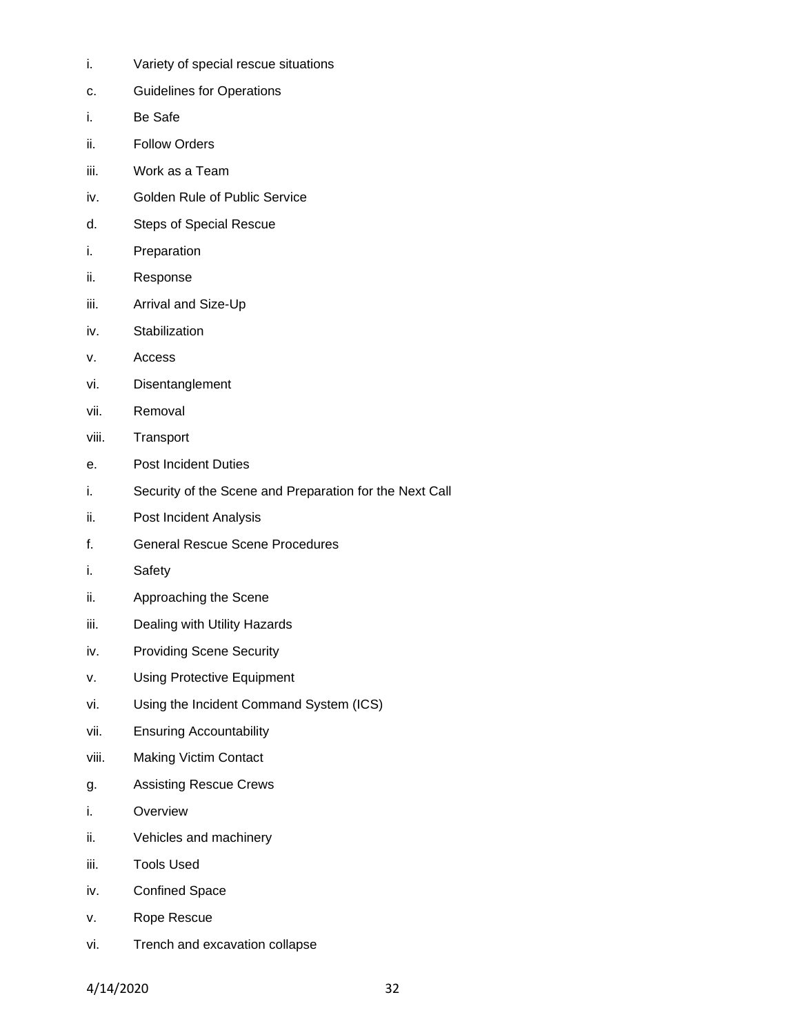i. Variety of special rescue situations

c. Guidelines for Operations

i. Be Safe

ii. Follow Orders

iii. Work as a Team

iv. Golden Rule of Public Service

d. Steps of Special Rescue

i. Preparation

ii. Response

iii. Arrival and Size-Up

iv. Stabilization

v. Access

vi. Disentanglement

vii. Removal

viii. Transport

e. Post Incident Duties

i. Security of the Scene and Preparation for the Next Call

ii. Post Incident Analysis

f. General Rescue Scene Procedures

i. Safety

ii. Approaching the Scene

iii. Dealing with Utility Hazards

iv. Providing Scene Security

v. Using Protective Equipment

vi. Using the Incident Command System (ICS)

vii. Ensuring Accountability

viii. Making Victim Contact

g. Assisting Rescue Crews

i. Overview

ii. Vehicles and machinery

iii. Tools Used

iv. Confined Space

v. Rope Rescue

vi. Trench and excavation collapse

4/14/2020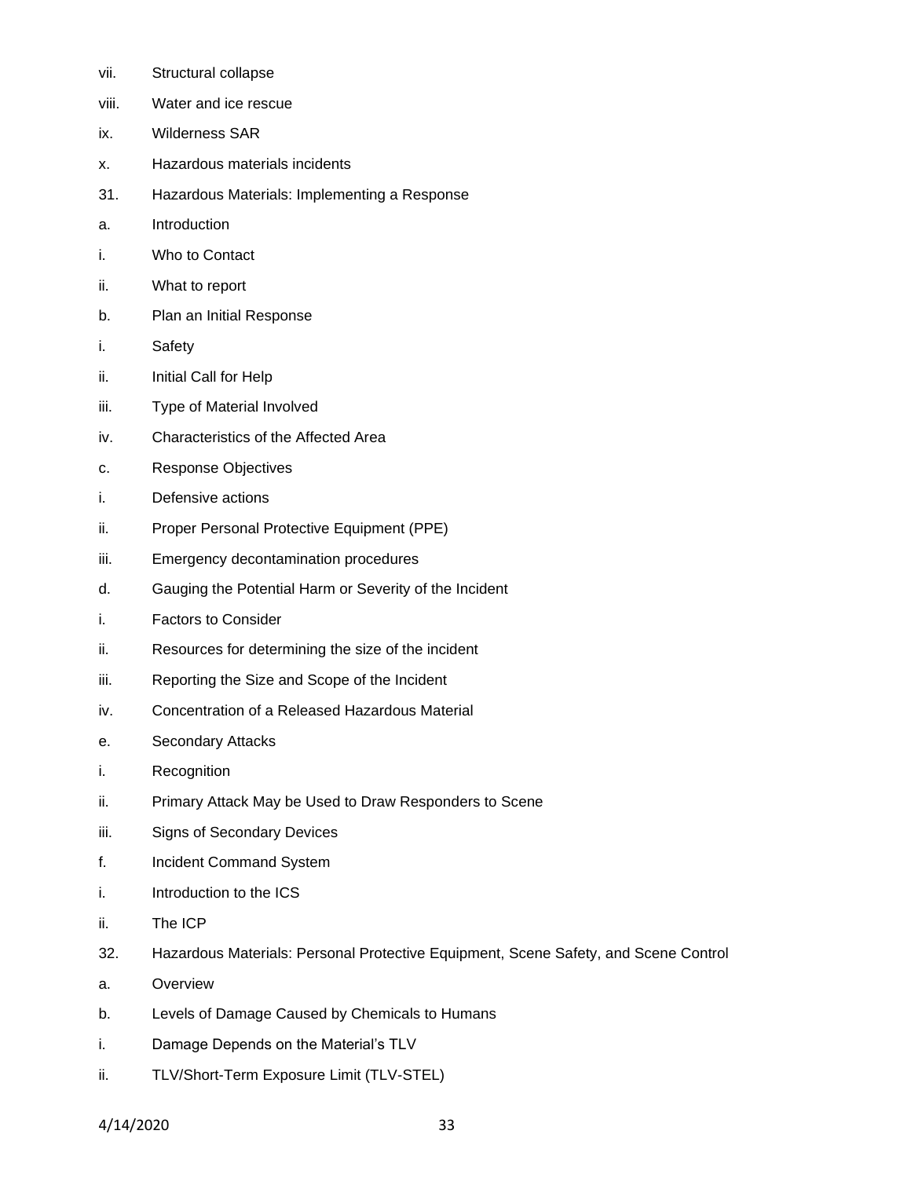vii. Structural collapse

viii. Water and ice rescue

ix. Wilderness SAR

x. Hazardous materials incidents

31. Hazardous Materials: Implementing a Response

a. Introduction

i. Who to Contact

ii. What to report

b. Plan an Initial Response

i. Safety

ii. Initial Call for Help

iii. Type of Material Involved

iv. Characteristics of the Affected Area

c. Response Objectives

i. Defensive actions

ii. Proper Personal Protective Equipment (PPE)

iii. Emergency decontamination procedures

d. Gauging the Potential Harm or Severity of the Incident

i. Factors to Consider

ii. Resources for determining the size of the incident

iii. Reporting the Size and Scope of the Incident

iv. Concentration of a Released Hazardous Material

e. Secondary Attacks

i. Recognition

ii. Primary Attack May be Used to Draw Responders to Scene

iii. Signs of Secondary Devices

f. Incident Command System

i. Introduction to the ICS

ii. The ICP

32. Hazardous Materials: Personal Protective Equipment, Scene Safety, and Scene Control

a. Overview

b. Levels of Damage Caused by Chemicals to Humans

i. Damage Depends on the Material's TLV

ii. TLV/Short-Term Exposure Limit (TLV-STEL)

4/14/2020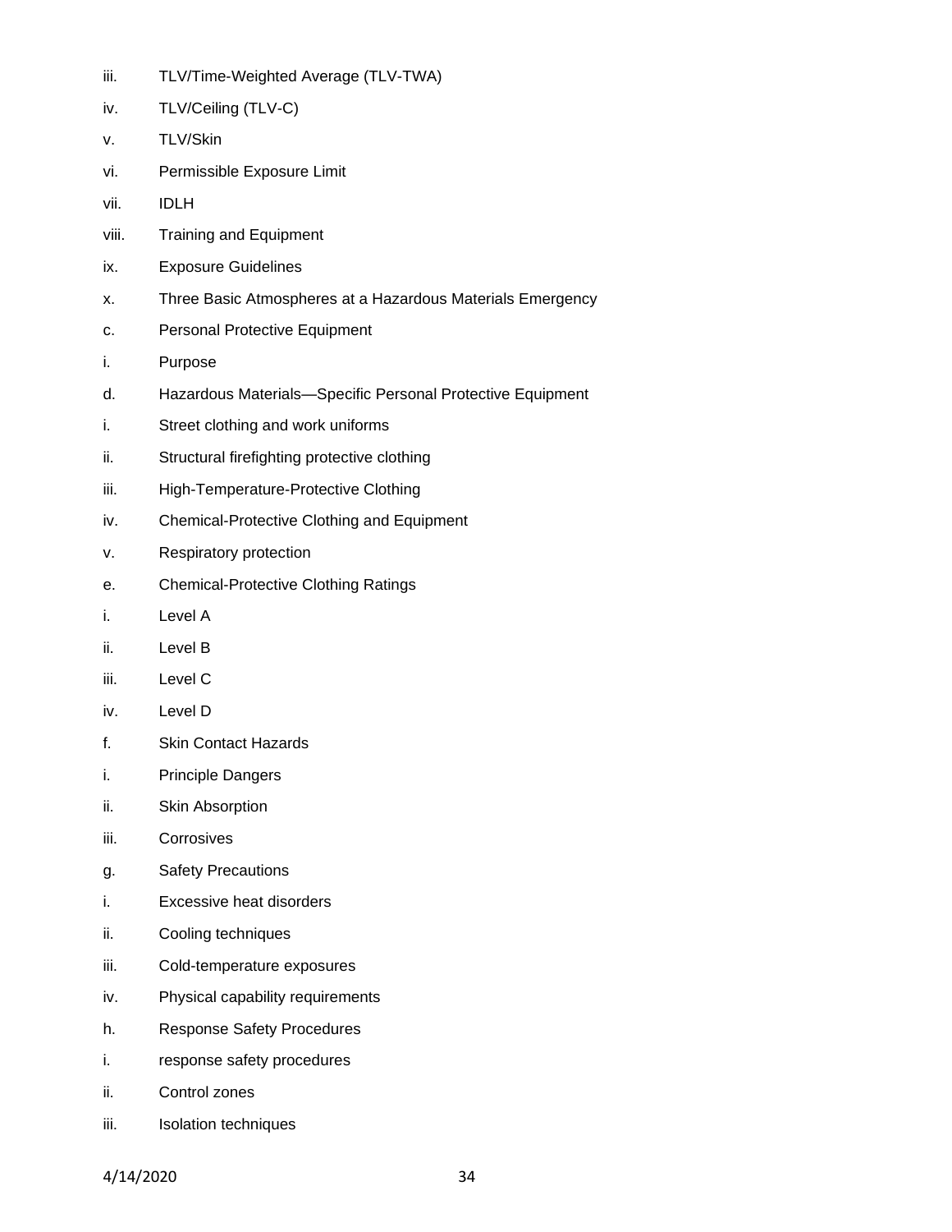iii. TLV/Time-Weighted Average (TLV-TWA)

iv. TLV/Ceiling (TLV-C)

v. TLV/Skin

vi. Permissible Exposure Limit

vii. IDLH

viii. Training and Equipment

ix. Exposure Guidelines

x. Three Basic Atmospheres at a Hazardous Materials Emergency

c. Personal Protective Equipment

i. Purpose

d. Hazardous Materials—Specific Personal Protective Equipment

i. Street clothing and work uniforms

ii. Structural firefighting protective clothing

iii. High-Temperature-Protective Clothing

iv. Chemical-Protective Clothing and Equipment

v. Respiratory protection

e. Chemical-Protective Clothing Ratings

i. Level A

ii. Level B

iii. Level C

iv. Level D

f. Skin Contact Hazards

i. Principle Dangers

ii. Skin Absorption

iii. Corrosives

g. Safety Precautions

i. Excessive heat disorders

ii. Cooling techniques

iii. Cold-temperature exposures

iv. Physical capability requirements

h. Response Safety Procedures

i. response safety procedures

ii. Control zones

iii. Isolation techniques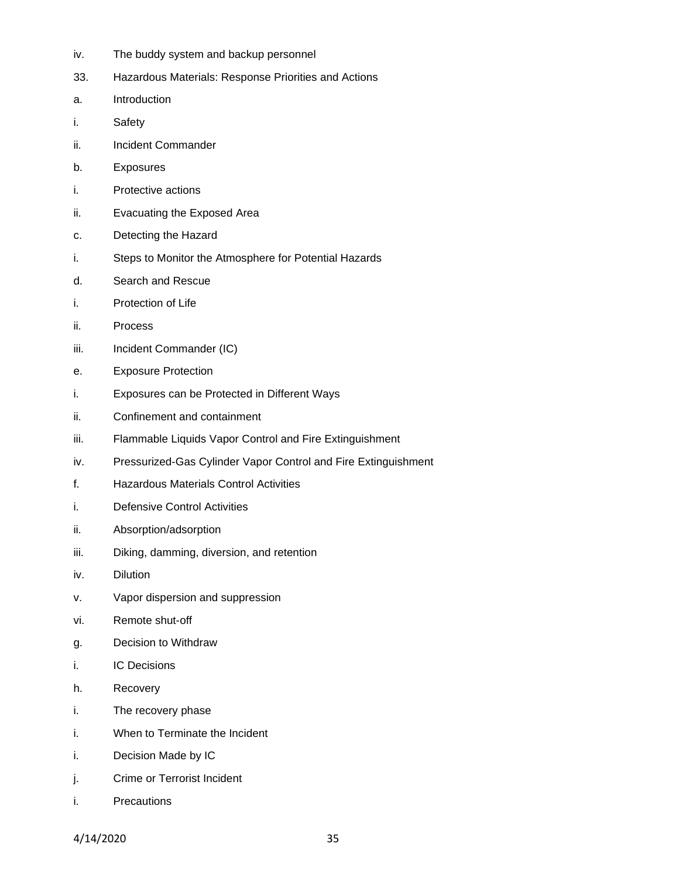iv. The buddy system and backup personnel

33. Hazardous Materials: Response Priorities and Actions

a. Introduction

i. Safety

ii. Incident Commander

b. Exposures

i. Protective actions

ii. Evacuating the Exposed Area

c. Detecting the Hazard

i. Steps to Monitor the Atmosphere for Potential Hazards

d. Search and Rescue

i. Protection of Life

ii. Process

iii. Incident Commander (IC)

e. Exposure Protection

i. Exposures can be Protected in Different Ways

ii. Confinement and containment

iii. Flammable Liquids Vapor Control and Fire Extinguishment

iv. Pressurized-Gas Cylinder Vapor Control and Fire Extinguishment

f. Hazardous Materials Control Activities

i. Defensive Control Activities

ii. Absorption/adsorption

iii. Diking, damming, diversion, and retention

iv. Dilution

v. Vapor dispersion and suppression

vi. Remote shut-off

g. Decision to Withdraw

i. IC Decisions

h. Recovery

i. The recovery phase

i. When to Terminate the Incident

i. Decision Made by IC

j. Crime or Terrorist Incident

i. Precautions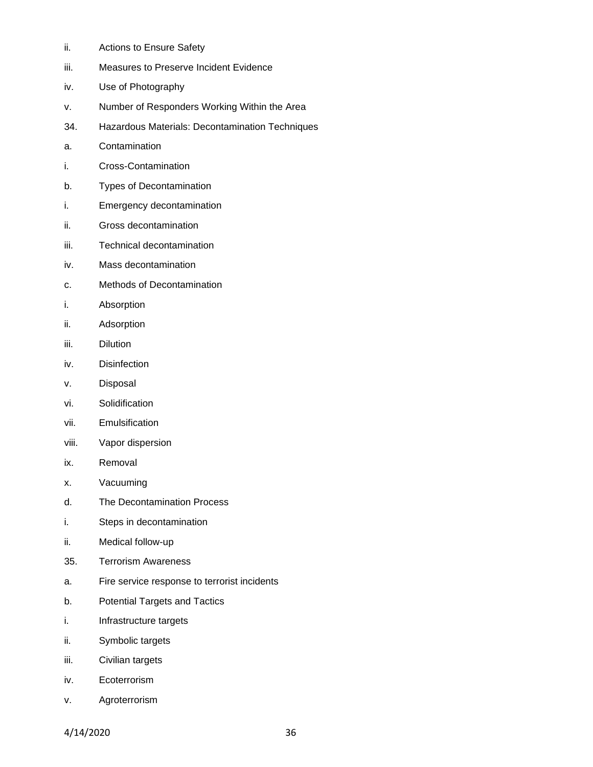ii. Actions to Ensure Safety

iii. Measures to Preserve Incident Evidence

iv. Use of Photography

v. Number of Responders Working Within the Area

34. Hazardous Materials: Decontamination Techniques

a. Contamination

i. Cross-Contamination

b. Types of Decontamination

i. Emergency decontamination

ii. Gross decontamination

iii. Technical decontamination

iv. Mass decontamination

c. Methods of Decontamination

i. Absorption

ii. Adsorption

iii. Dilution

iv. Disinfection

v. Disposal

vi. Solidification

vii. Emulsification

viii. Vapor dispersion

ix. Removal

x. Vacuuming

d. The Decontamination Process

i. Steps in decontamination

ii. Medical follow-up

35. Terrorism Awareness

a. Fire service response to terrorist incidents

b. Potential Targets and Tactics

i. Infrastructure targets

ii. Symbolic targets

iii. Civilian targets

iv. Ecoterrorism

v. Agroterrorism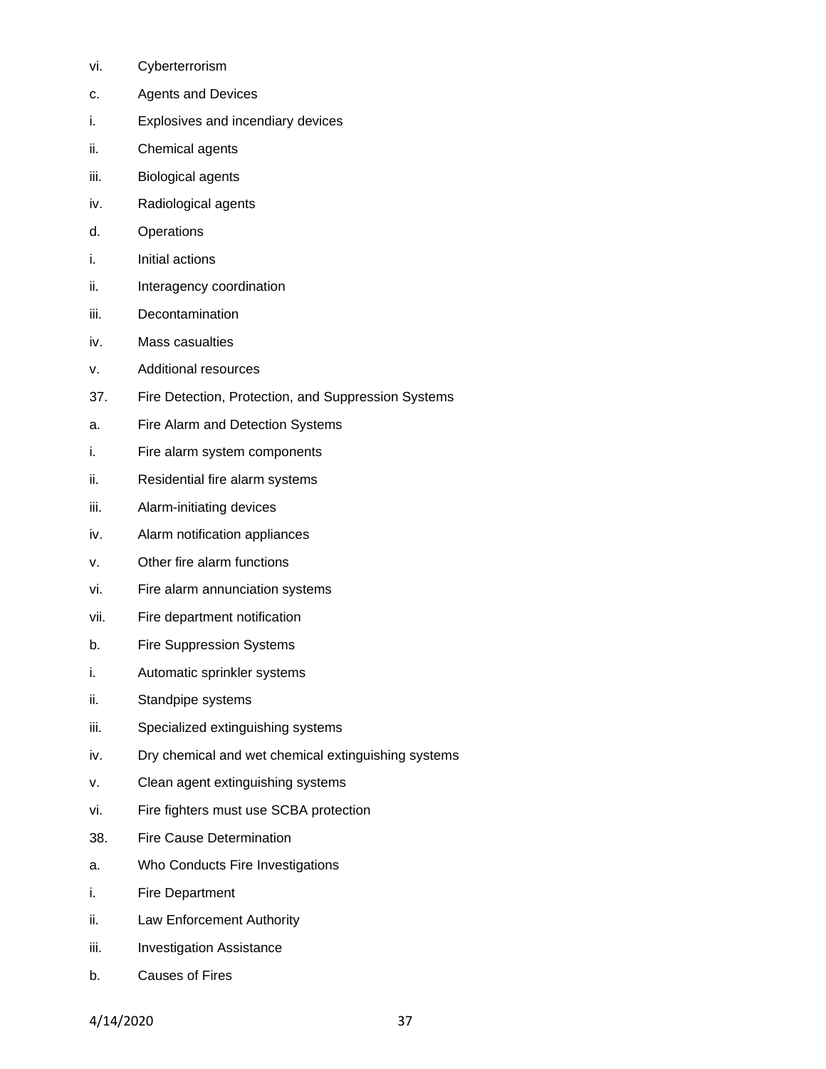vi. Cyberterrorism

c. Agents and Devices

i. Explosives and incendiary devices

ii. Chemical agents

iii. Biological agents

iv. Radiological agents

d. Operations

i. Initial actions

ii. Interagency coordination

iii. Decontamination

iv. Mass casualties

v. Additional resources

37. Fire Detection, Protection, and Suppression Systems

a. Fire Alarm and Detection Systems

i. Fire alarm system components

ii. Residential fire alarm systems

iii. Alarm-initiating devices

iv. Alarm notification appliances

v. Other fire alarm functions

vi. Fire alarm annunciation systems

vii. Fire department notification

b. Fire Suppression Systems

i. Automatic sprinkler systems

ii. Standpipe systems

iii. Specialized extinguishing systems

iv. Dry chemical and wet chemical extinguishing systems

v. Clean agent extinguishing systems

vi. Fire fighters must use SCBA protection

38. Fire Cause Determination

a. Who Conducts Fire Investigations

i. Fire Department

ii. Law Enforcement Authority

iii. Investigation Assistance

b. Causes of Fires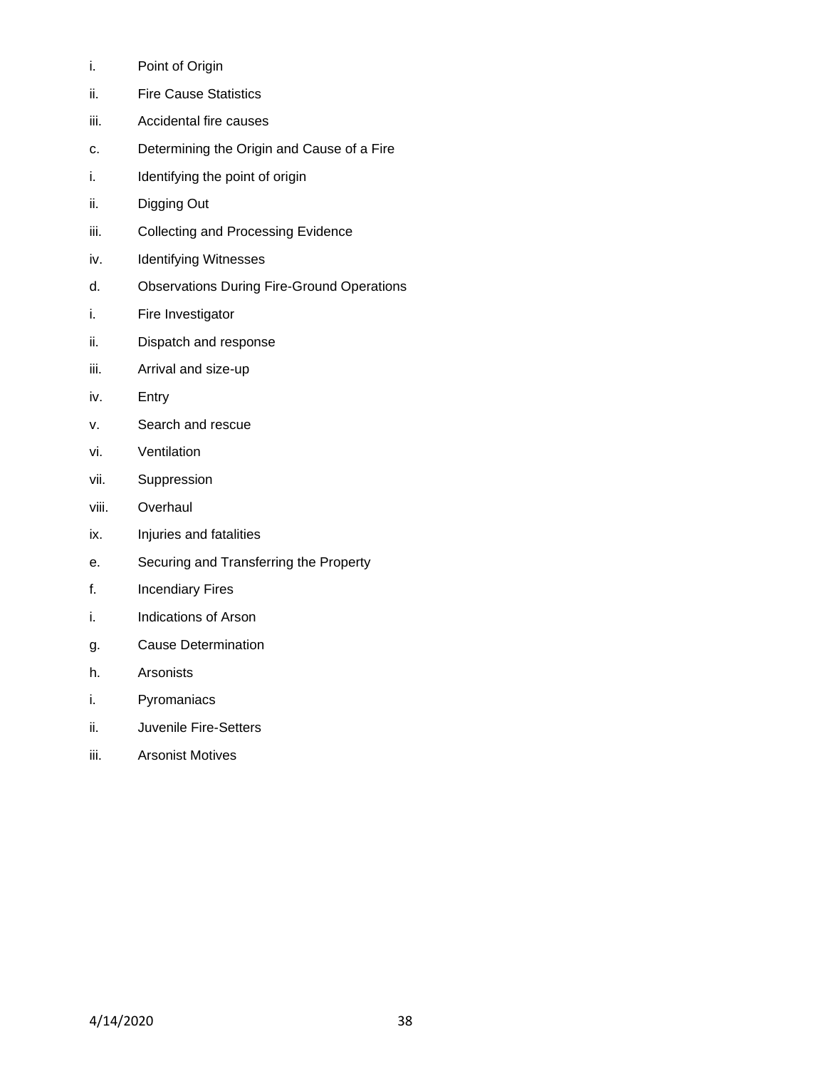i. Point of Origin

ii. Fire Cause Statistics

iii. Accidental fire causes

c. Determining the Origin and Cause of a Fire

i. Identifying the point of origin

ii. Digging Out

iii. Collecting and Processing Evidence

iv. Identifying Witnesses

d. Observations During Fire-Ground Operations

i. Fire Investigator

ii. Dispatch and response

iii. Arrival and size-up

iv. Entry

v. Search and rescue

vi. Ventilation

vii. Suppression

viii. Overhaul

ix. Injuries and fatalities

e. Securing and Transferring the Property

f. Incendiary Fires

i. Indications of Arson

g. Cause Determination

h. Arsonists

i. Pyromaniacs

ii. Juvenile Fire-Setters

iii. Arsonist Motives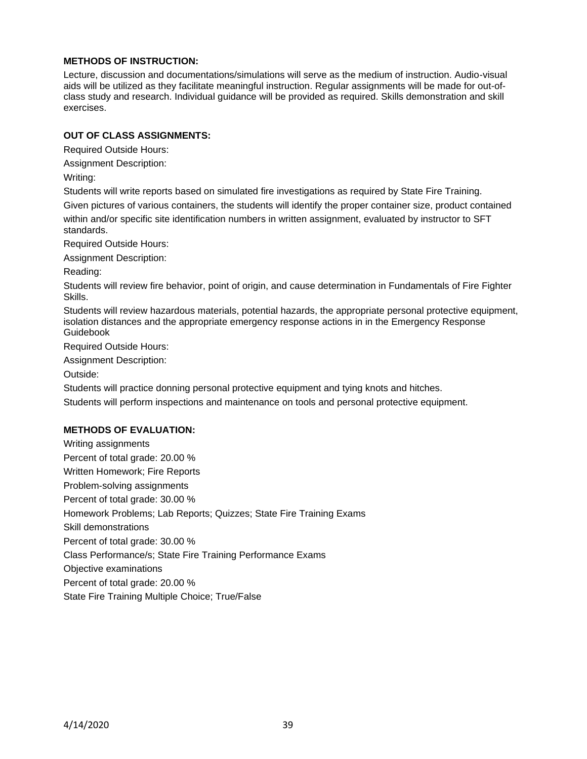**METHODS OF INSTRUCTION:**

Lecture, discussion and documentations/simulations will serve as the medium of instruction. Audio-visual aids will be utilized as they facilitate meaningful instruction. Regular assignments will be made for out-of-class study and research. Individual guidance will be provided as required. Skills demonstration and skill exercises.

**OUT OF CLASS ASSIGNMENTS:**

Required Outside Hours:

Assignment Description:

Writing:

Students will write reports based on simulated fire investigations as required by State Fire Training.

Given pictures of various containers, the students will identify the proper container size, product contained within and/or specific site identification numbers in written assignment, evaluated by instructor to SFT standards.

Required Outside Hours:

Assignment Description:

Reading:

Students will review fire behavior, point of origin, and cause determination in Fundamentals of Fire Fighter Skills.

Students will review hazardous materials, potential hazards, the appropriate personal protective equipment, isolation distances and the appropriate emergency response actions in in the Emergency Response Guidebook

Required Outside Hours:

Assignment Description:

Outside:

Students will practice donning personal protective equipment and tying knots and hitches.

Students will perform inspections and maintenance on tools and personal protective equipment.

**METHODS OF EVALUATION:**

Writing assignments

Percent of total grade: 20.00 %

Written Homework; Fire Reports

Problem-solving assignments

Percent of total grade: 30.00 %

Homework Problems; Lab Reports; Quizzes; State Fire Training Exams

Skill demonstrations

Percent of total grade: 30.00 %

Class Performance/s; State Fire Training Performance Exams

Objective examinations

Percent of total grade: 20.00 %

State Fire Training Multiple Choice; True/False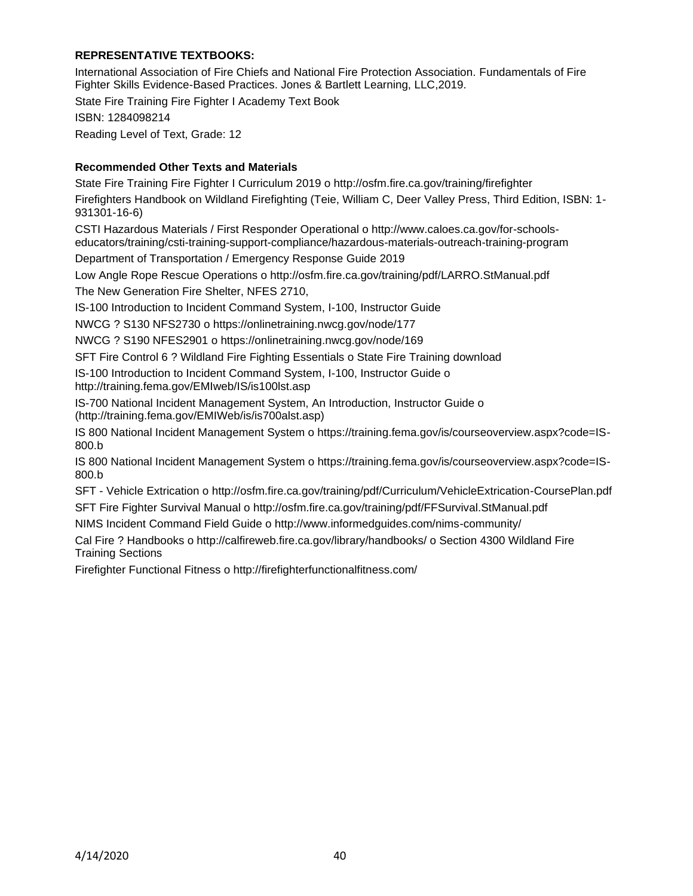**REPRESENTATIVE TEXTBOOKS:**

International Association of Fire Chiefs and National Fire Protection Association. Fundamentals of Fire Fighter Skills Evidence-Based Practices. Jones & Bartlett Learning, LLC,2019.

State Fire Training Fire Fighter I Academy Text Book

ISBN: 1284098214

Reading Level of Text, Grade: 12

**Recommended Other Texts and Materials**

State Fire Training Fire Fighter I Curriculum 2019 o http://osfm.fire.ca.gov/training/firefighter

Firefighters Handbook on Wildland Firefighting (Teie, William C, Deer Valley Press, Third Edition, ISBN: 1-931301-16-6)

CSTI Hazardous Materials / First Responder Operational o http://www.caloes.ca.gov/for-schools-educators/training/csti-training-support-compliance/hazardous-materials-outreach-training-program

Department of Transportation / Emergency Response Guide 2019

Low Angle Rope Rescue Operations o http://osfm.fire.ca.gov/training/pdf/LARRO.StManual.pdf

The New Generation Fire Shelter, NFES 2710,

IS-100 Introduction to Incident Command System, I-100, Instructor Guide

NWCG ? S130 NFS2730 o https://onlinetraining.nwcg.gov/node/177

NWCG ? S190 NFES2901 o https://onlinetraining.nwcg.gov/node/169

SFT Fire Control 6 ? Wildland Fire Fighting Essentials o State Fire Training download

IS-100 Introduction to Incident Command System, I-100, Instructor Guide o http://training.fema.gov/EMIweb/IS/is100lst.asp

IS-700 National Incident Management System, An Introduction, Instructor Guide o (http://training.fema.gov/EMIWeb/is/is700alst.asp)

IS 800 National Incident Management System o https://training.fema.gov/is/courseoverview.aspx?code=IS-800.b

IS 800 National Incident Management System o https://training.fema.gov/is/courseoverview.aspx?code=IS-800.b

SFT - Vehicle Extrication o http://osfm.fire.ca.gov/training/pdf/Curriculum/VehicleExtrication-CoursePlan.pdf

SFT Fire Fighter Survival Manual o http://osfm.fire.ca.gov/training/pdf/FFSurvival.StManual.pdf

NIMS Incident Command Field Guide o http://www.informedguides.com/nims-community/

Cal Fire ? Handbooks o http://calfireweb.fire.ca.gov/library/handbooks/ o Section 4300 Wildland Fire Training Sections

Firefighter Functional Fitness o http://firefighterfunctionalfitness.com/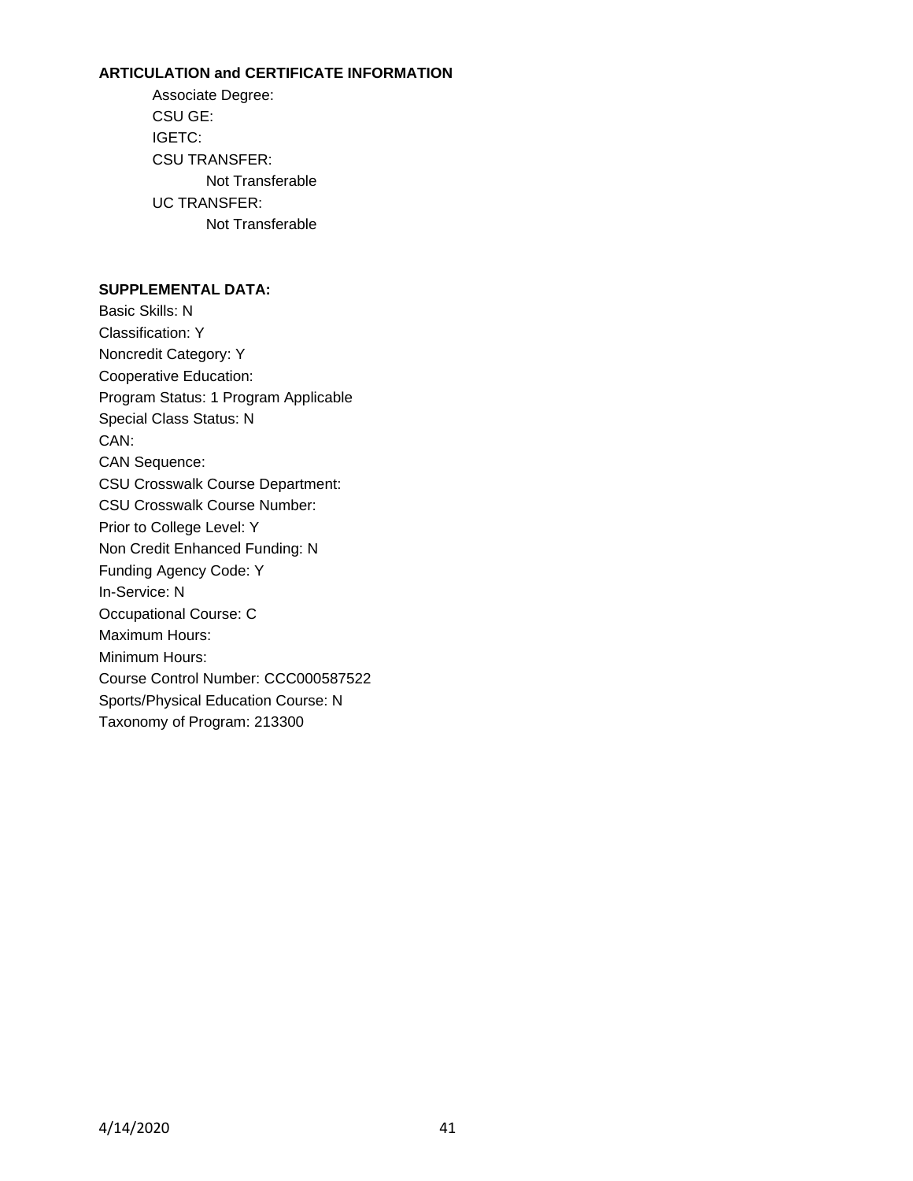**ARTICULATION and CERTIFICATE INFORMATION**

Associate Degree:
CSU GE:
IGETC:
CSU TRANSFER:
Not Transferable
UC TRANSFER:
Not Transferable

**SUPPLEMENTAL DATA:**

Basic Skills: N
Classification: Y
Noncredit Category: Y
Cooperative Education:
Program Status: 1 Program Applicable
Special Class Status: N
CAN:
CAN Sequence:
CSU Crosswalk Course Department:
CSU Crosswalk Course Number:
Prior to College Level: Y
Non Credit Enhanced Funding: N
Funding Agency Code: Y
In-Service: N
Occupational Course: C
Maximum Hours:
Minimum Hours:
Course Control Number: CCC000587522
Sports/Physical Education Course: N
Taxonomy of Program: 213300